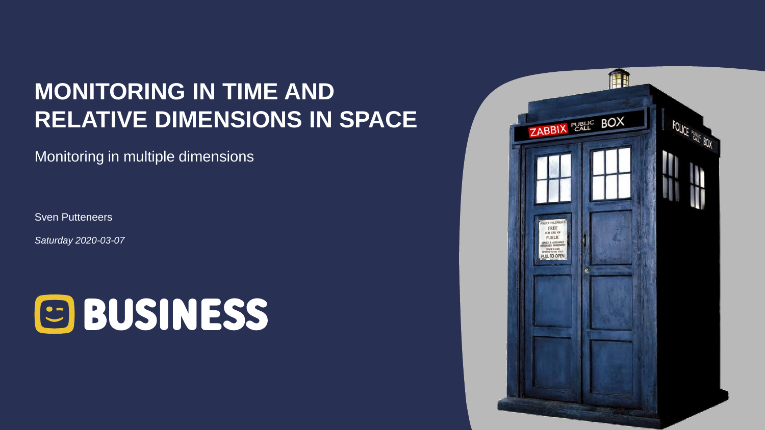# MONITORING IN TIME AND RELATIVE DIMENSIONS IN SPACE

Monitoring in multiple dimensions

Sven Putteneers

*Saturday 2020-03-07*

BUSINESS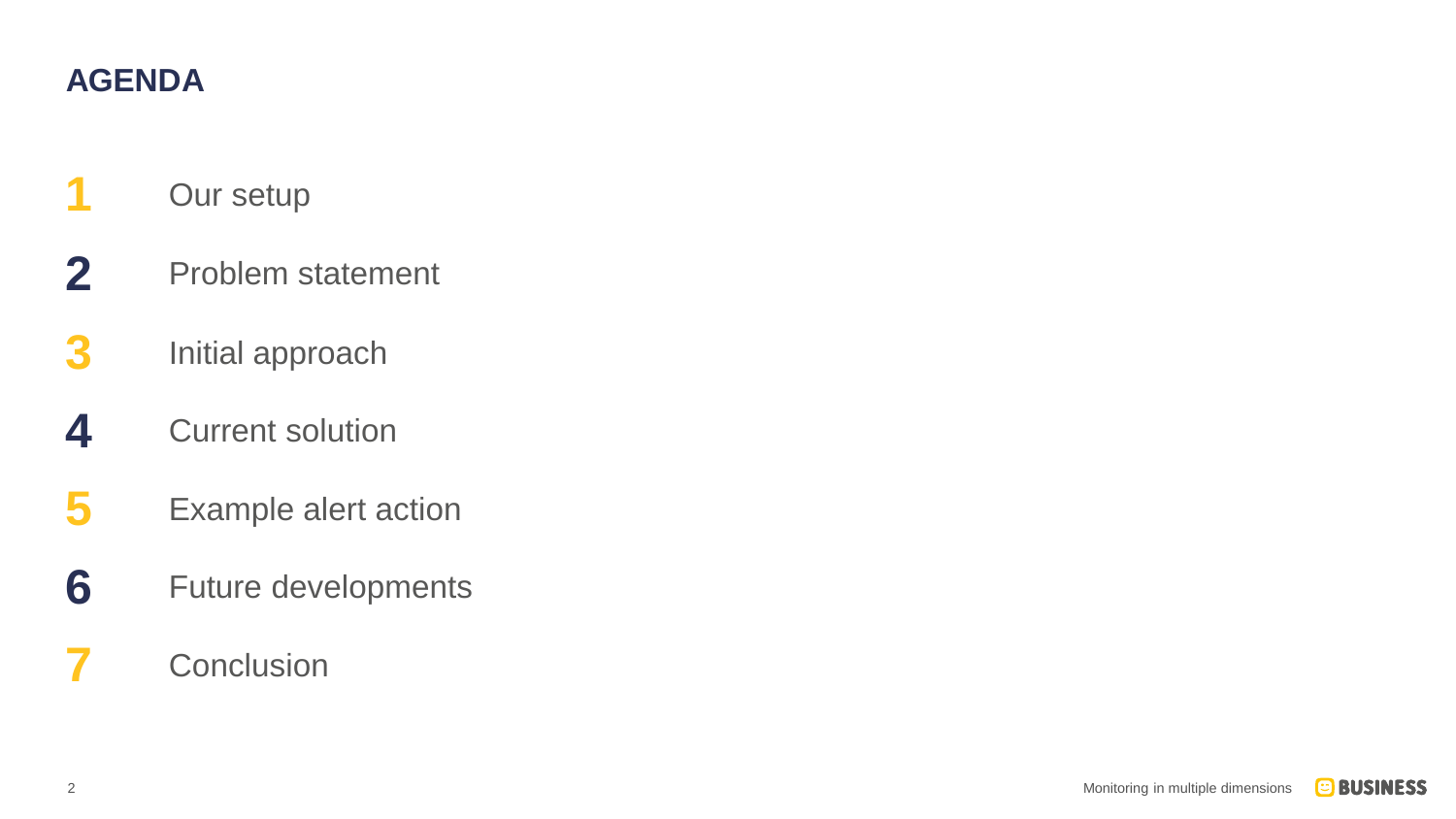# AGENDA

1. Our setup
2. Problem statement
3. Initial approach
4. Current solution
5. Example alert action
6. Future developments
7. Conclusion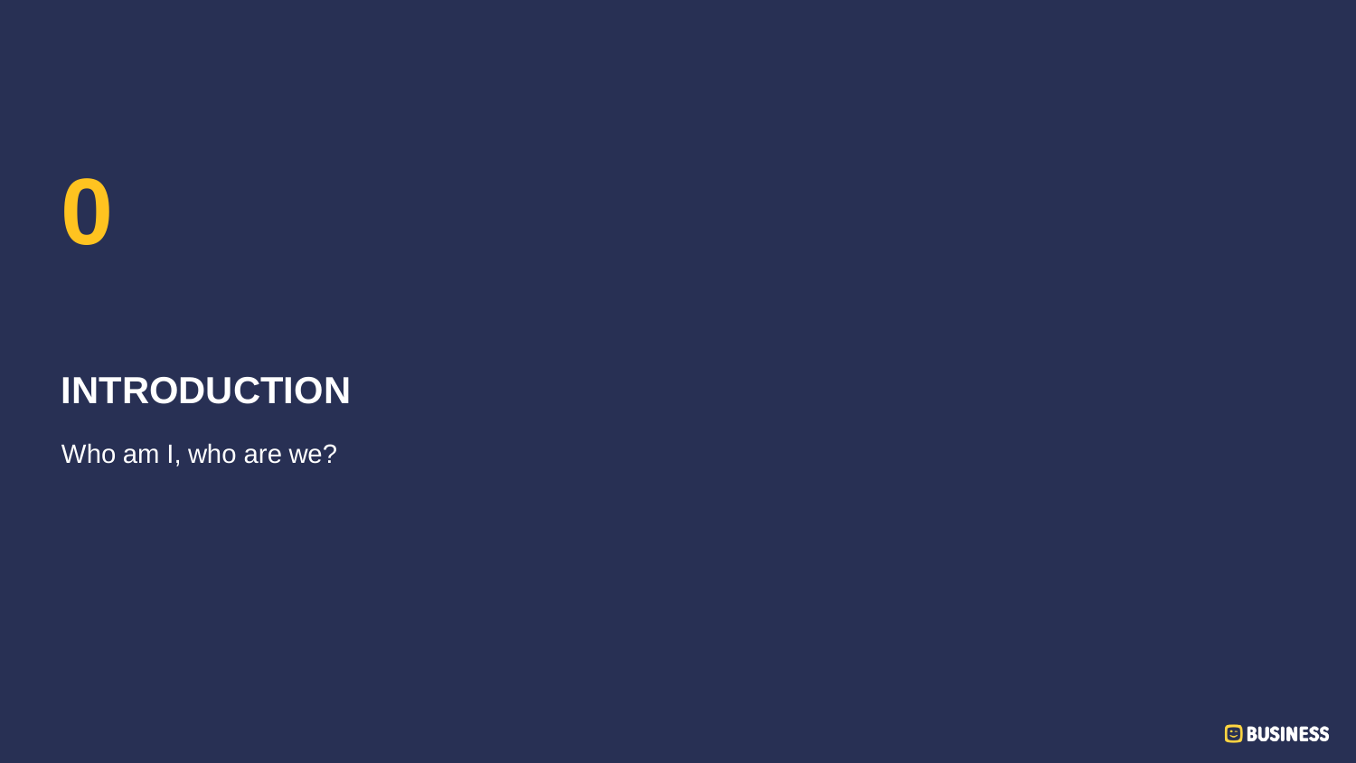# 0

## INTRODUCTION

Who am I, who are we?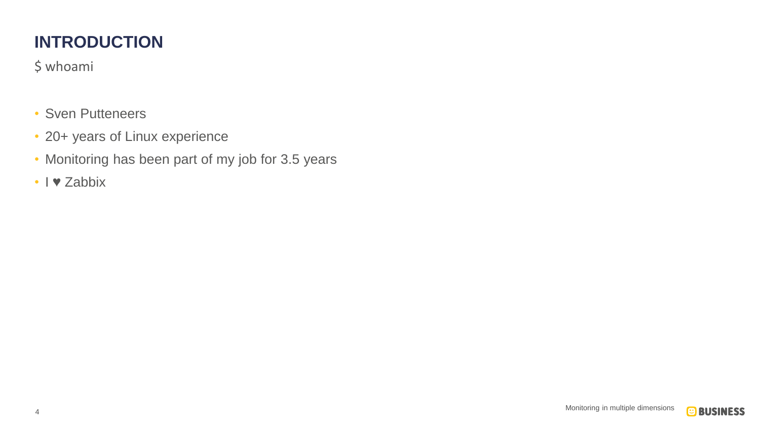# INTRODUCTION

$ whoami

- Sven Putteneers
- 20+ years of Linux experience
- Monitoring has been part of my job for 3.5 years
- I ♥ Zabbix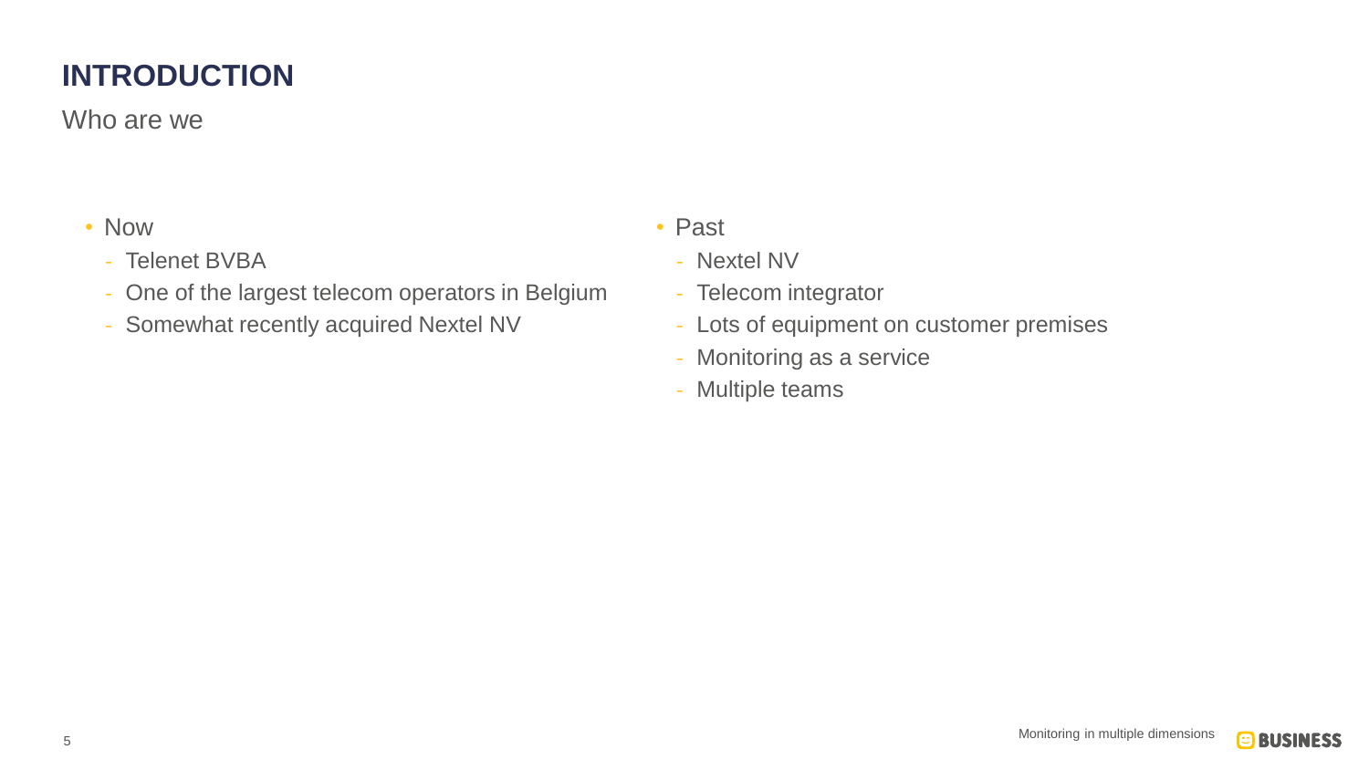# INTRODUCTION

Who are we

- Now
  - Telenet BVBA
  - One of the largest telecom operators in Belgium
  - Somewhat recently acquired Nextel NV

- Past
  - Nextel NV
  - Telecom integrator
  - Lots of equipment on customer premises
  - Monitoring as a service
  - Multiple teams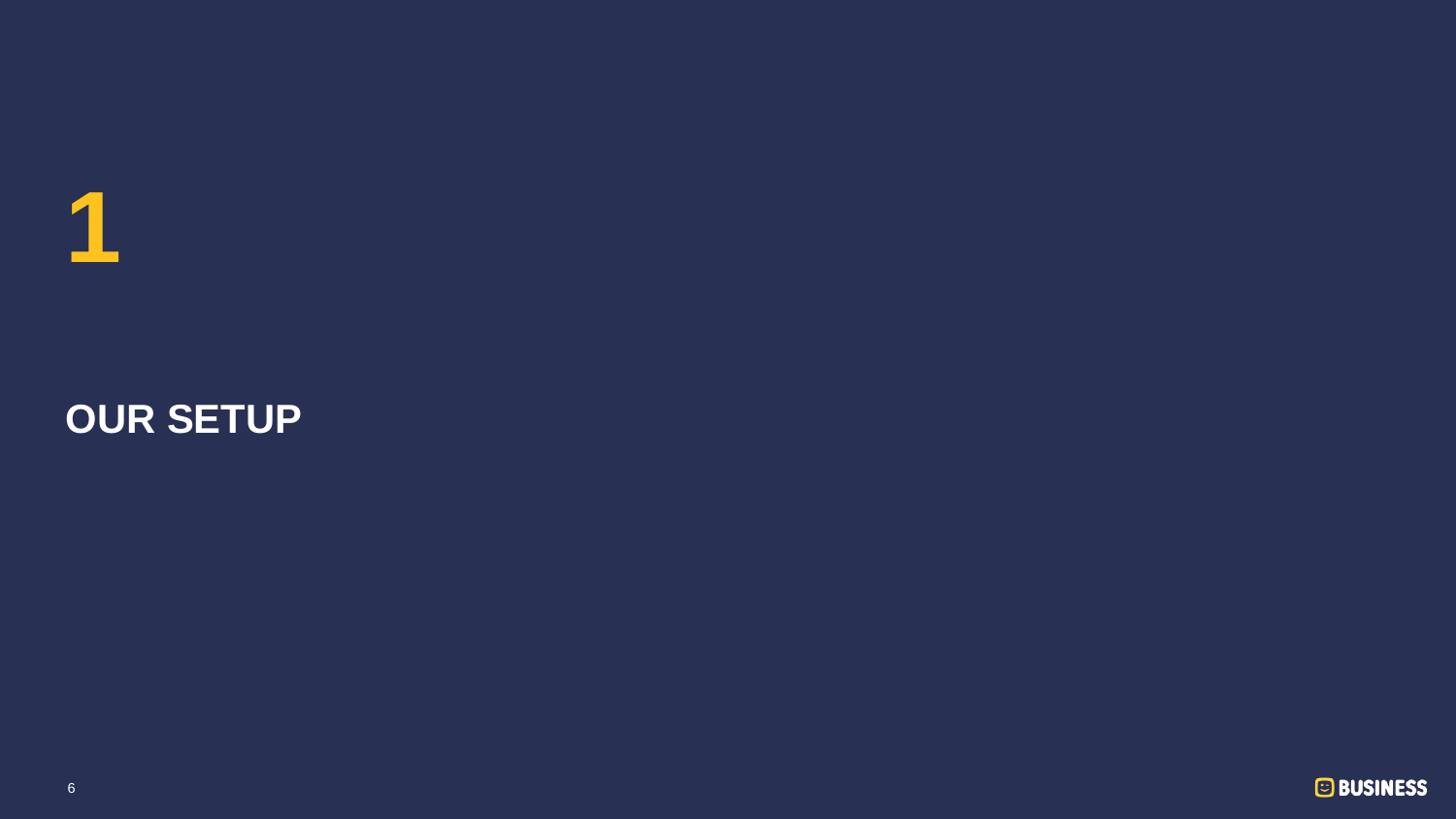# 1

# OUR SETUP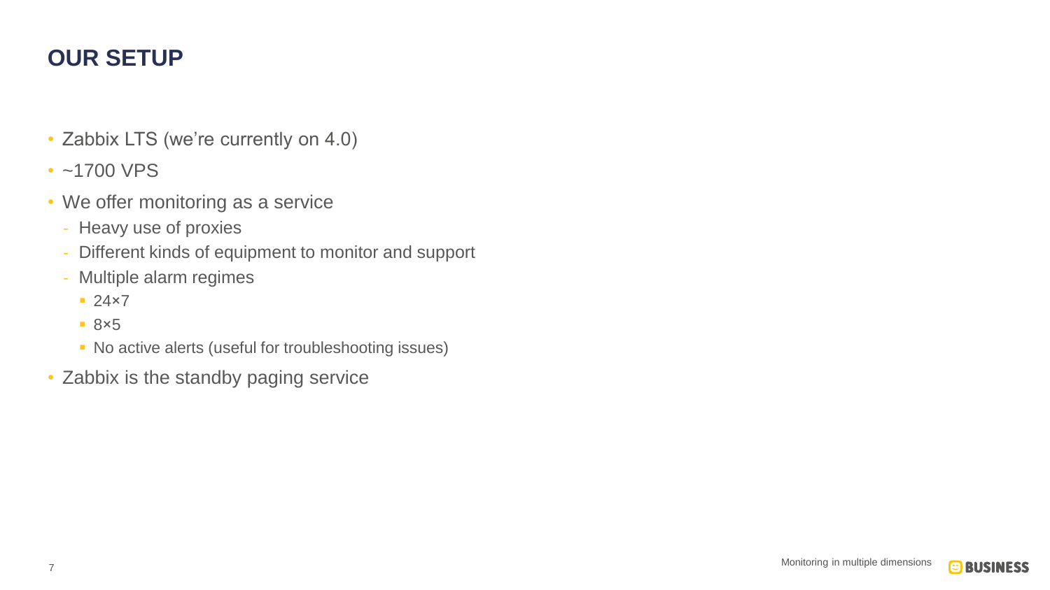# OUR SETUP

- Zabbix LTS (we're currently on 4.0)
- ~1700 VPS
- We offer monitoring as a service
  - Heavy use of proxies
  - Different kinds of equipment to monitor and support
  - Multiple alarm regimes
    - 24×7
    - 8×5
    - No active alerts (useful for troubleshooting issues)
- Zabbix is the standby paging service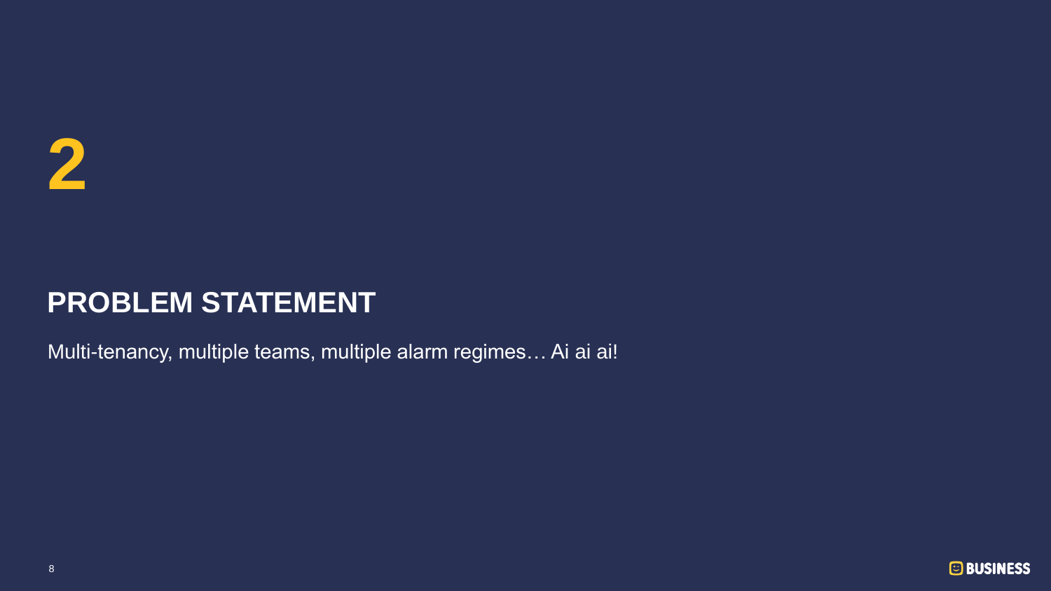# 2

## PROBLEM STATEMENT

Multi-tenancy, multiple teams, multiple alarm regimes… Ai ai ai!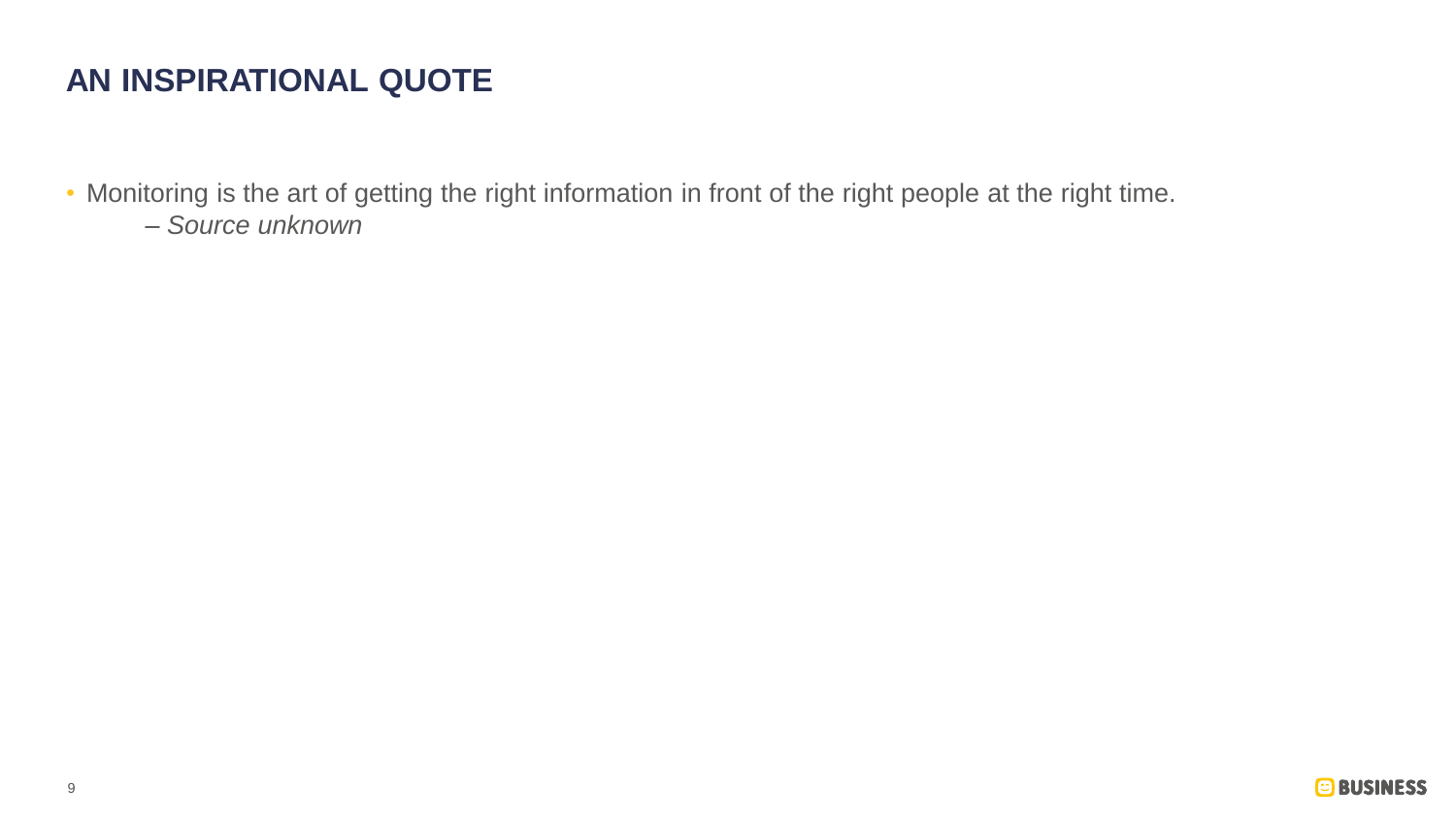# AN INSPIRATIONAL QUOTE

- Monitoring is the art of getting the right information in front of the right people at the right time.
  – *Source unknown*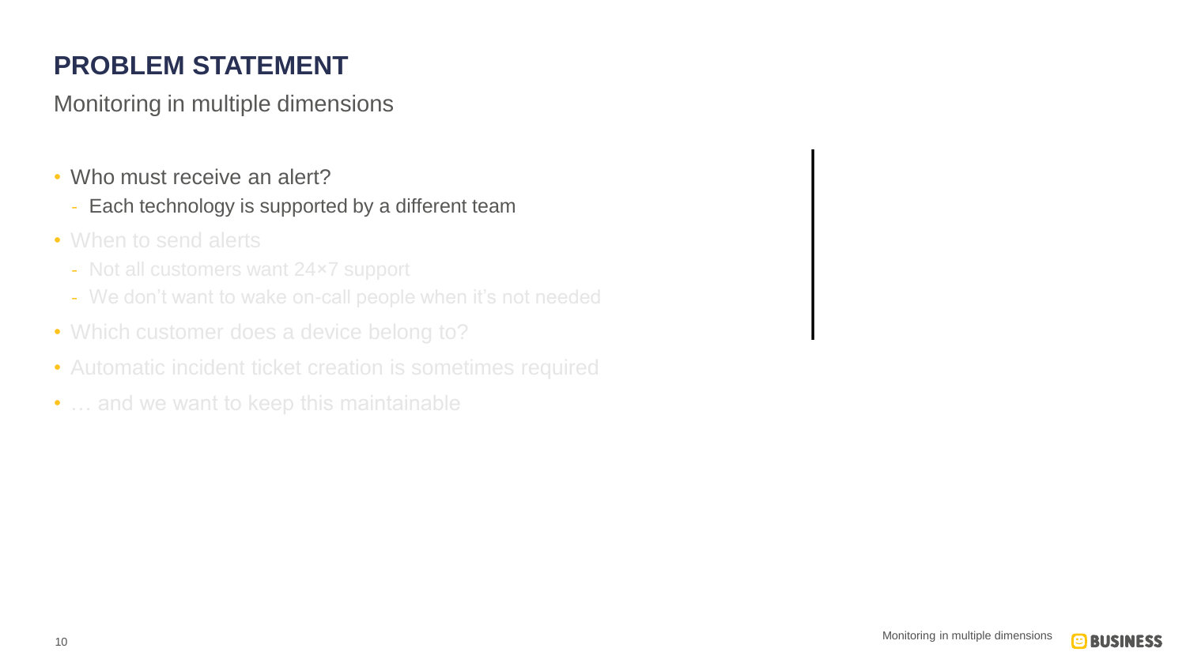# PROBLEM STATEMENT

Monitoring in multiple dimensions

- Who must receive an alert?
  - Each technology is supported by a different team
- When to send alerts
  - Not all customers want 24×7 support
  - We don't want to wake on-call people when it's not needed
- Which customer does a device belong to?
- Automatic incident ticket creation is sometimes required
- … and we want to keep this maintainable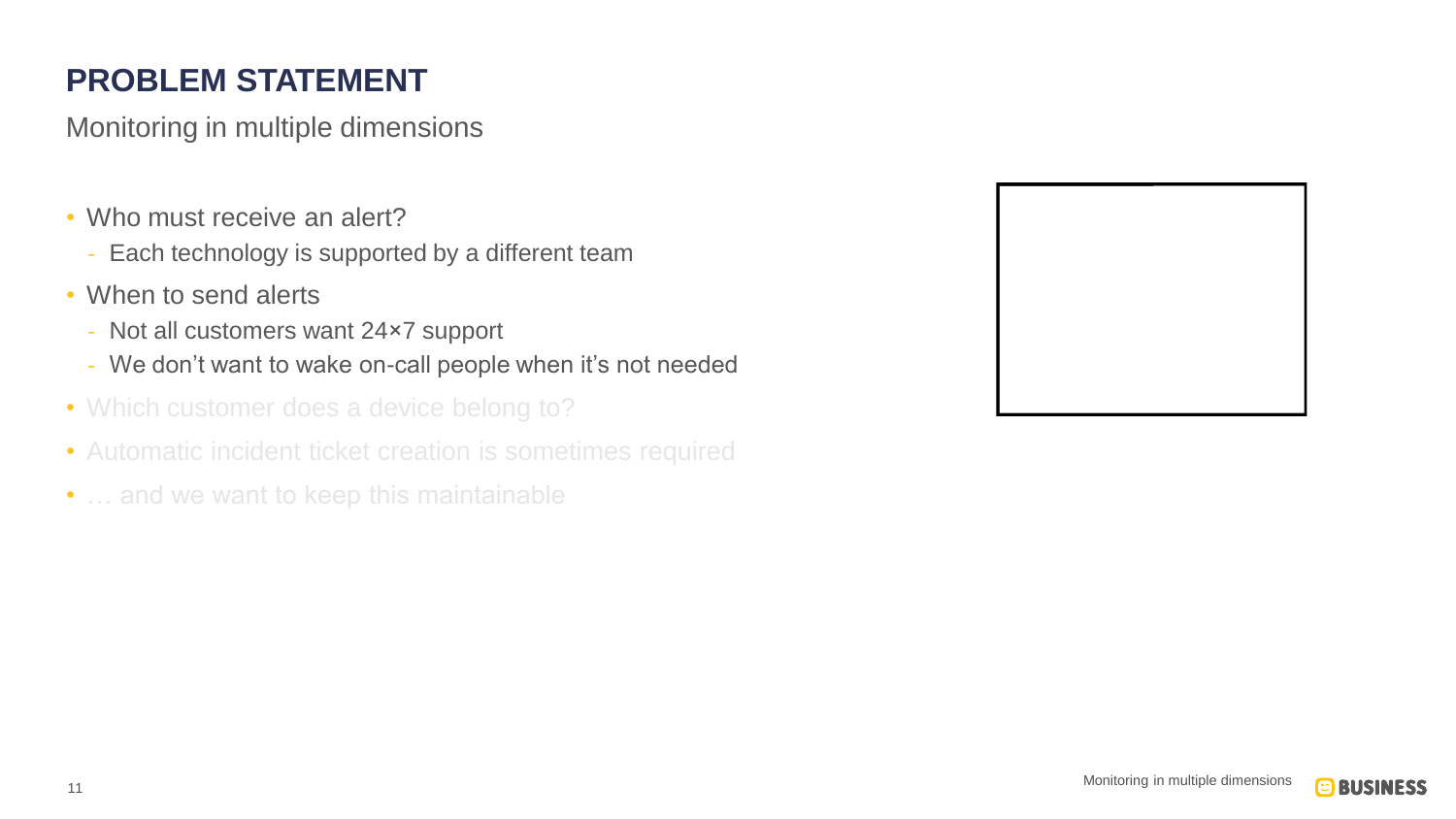# PROBLEM STATEMENT

Monitoring in multiple dimensions

- Who must receive an alert?
  - Each technology is supported by a different team
- When to send alerts
  - Not all customers want 24×7 support
  - We don’t want to wake on-call people when it’s not needed
- Which customer does a device belong to?
- Automatic incident ticket creation is sometimes required
- … and we want to keep this maintainable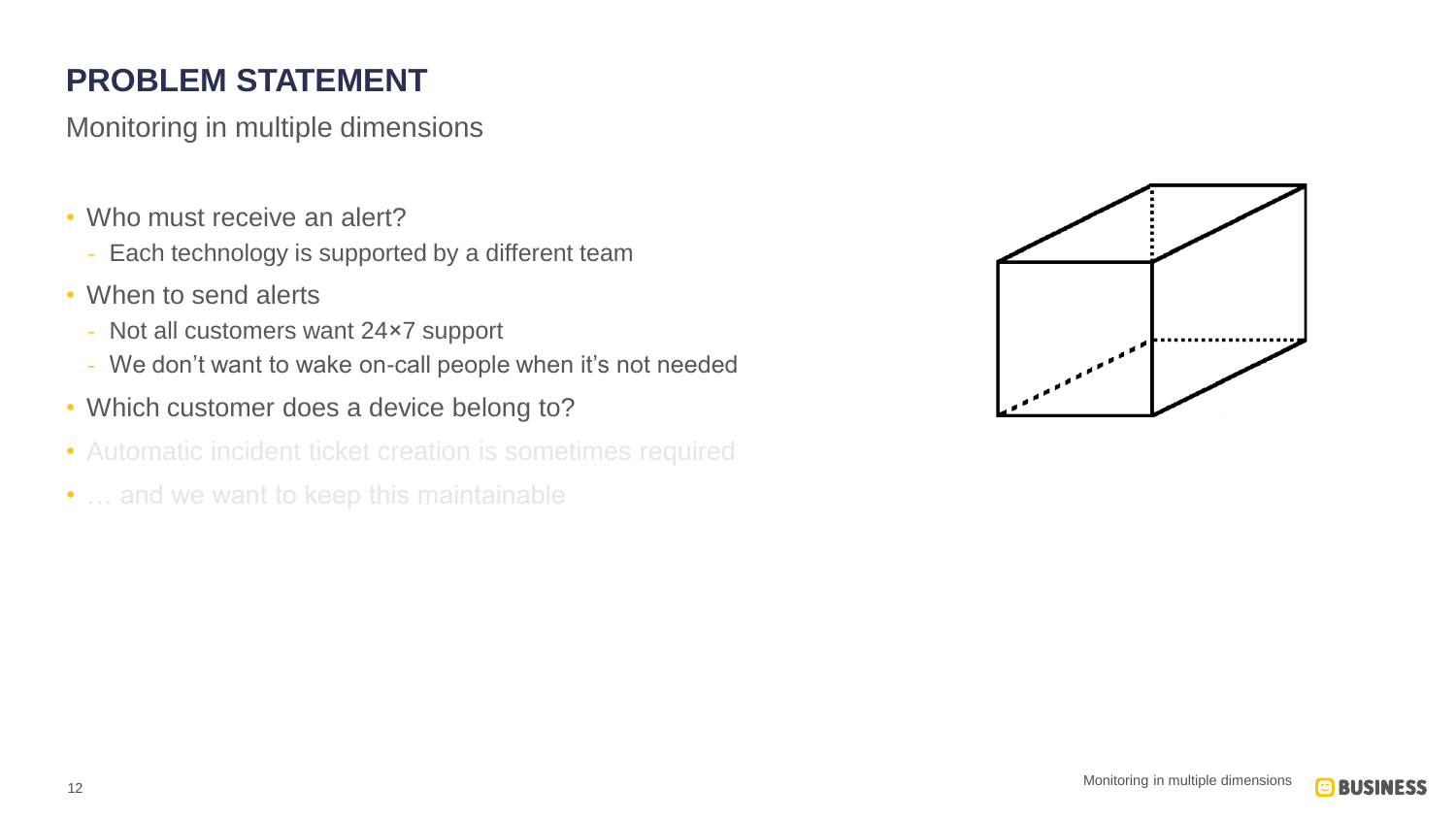# PROBLEM STATEMENT

Monitoring in multiple dimensions

- Who must receive an alert?
  - Each technology is supported by a different team
- When to send alerts
  - Not all customers want 24×7 support
  - We don't want to wake on-call people when it's not needed
- Which customer does a device belong to?
- Automatic incident ticket creation is sometimes required
- … and we want to keep this maintainable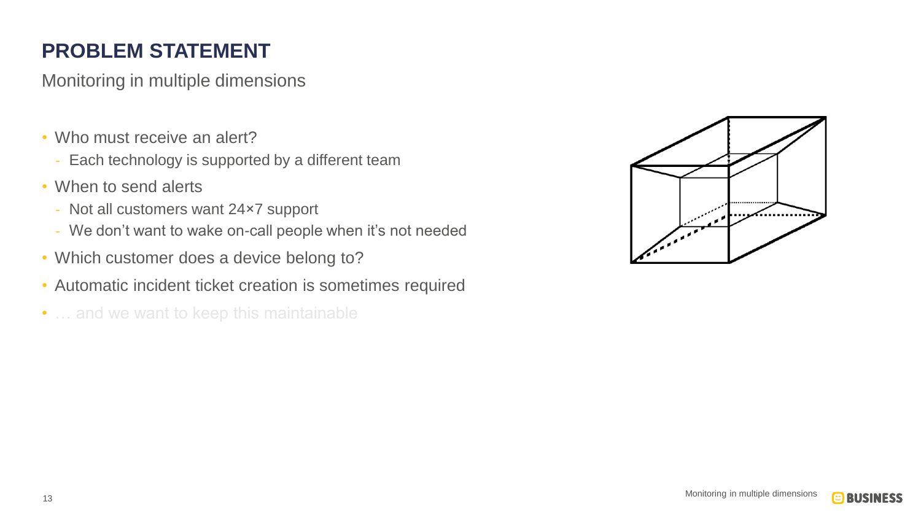# PROBLEM STATEMENT

Monitoring in multiple dimensions

- Who must receive an alert?
  - Each technology is supported by a different team
- When to send alerts
  - Not all customers want 24×7 support
  - We don't want to wake on-call people when it's not needed
- Which customer does a device belong to?
- Automatic incident ticket creation is sometimes required
- … and we want to keep this maintainable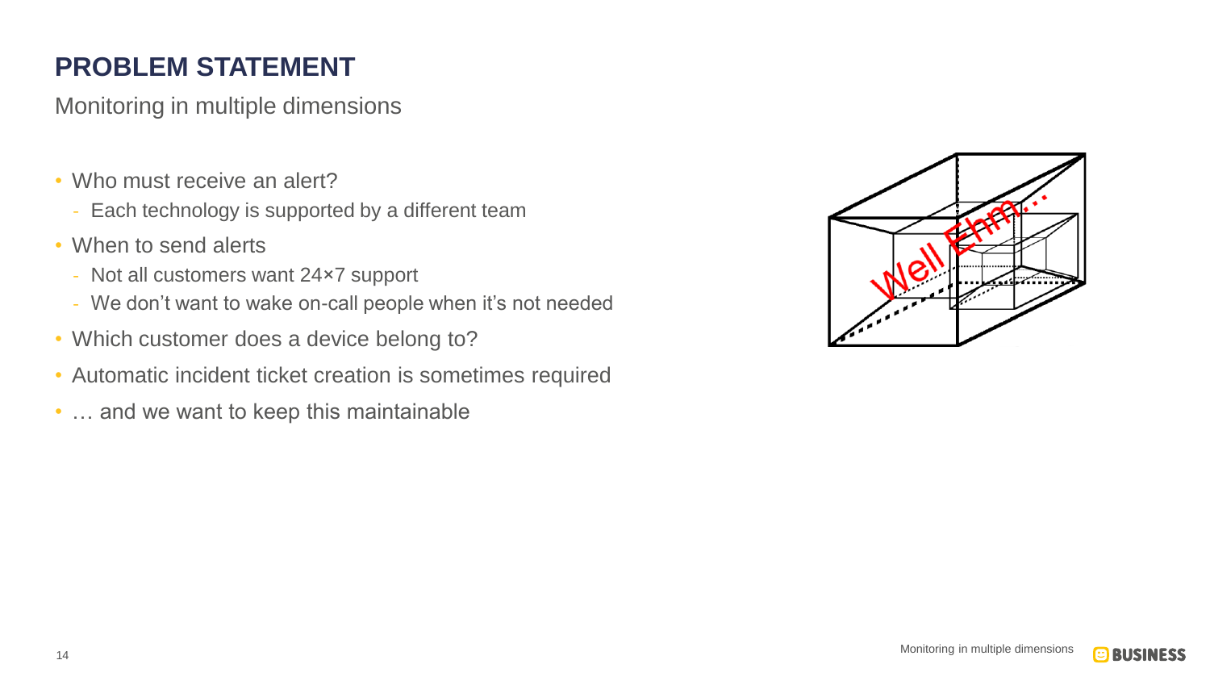# PROBLEM STATEMENT

Monitoring in multiple dimensions

- Who must receive an alert?
  - Each technology is supported by a different team
- When to send alerts
  - Not all customers want 24×7 support
  - We don't want to wake on-call people when it's not needed
- Which customer does a device belong to?
- Automatic incident ticket creation is sometimes required
- … and we want to keep this maintainable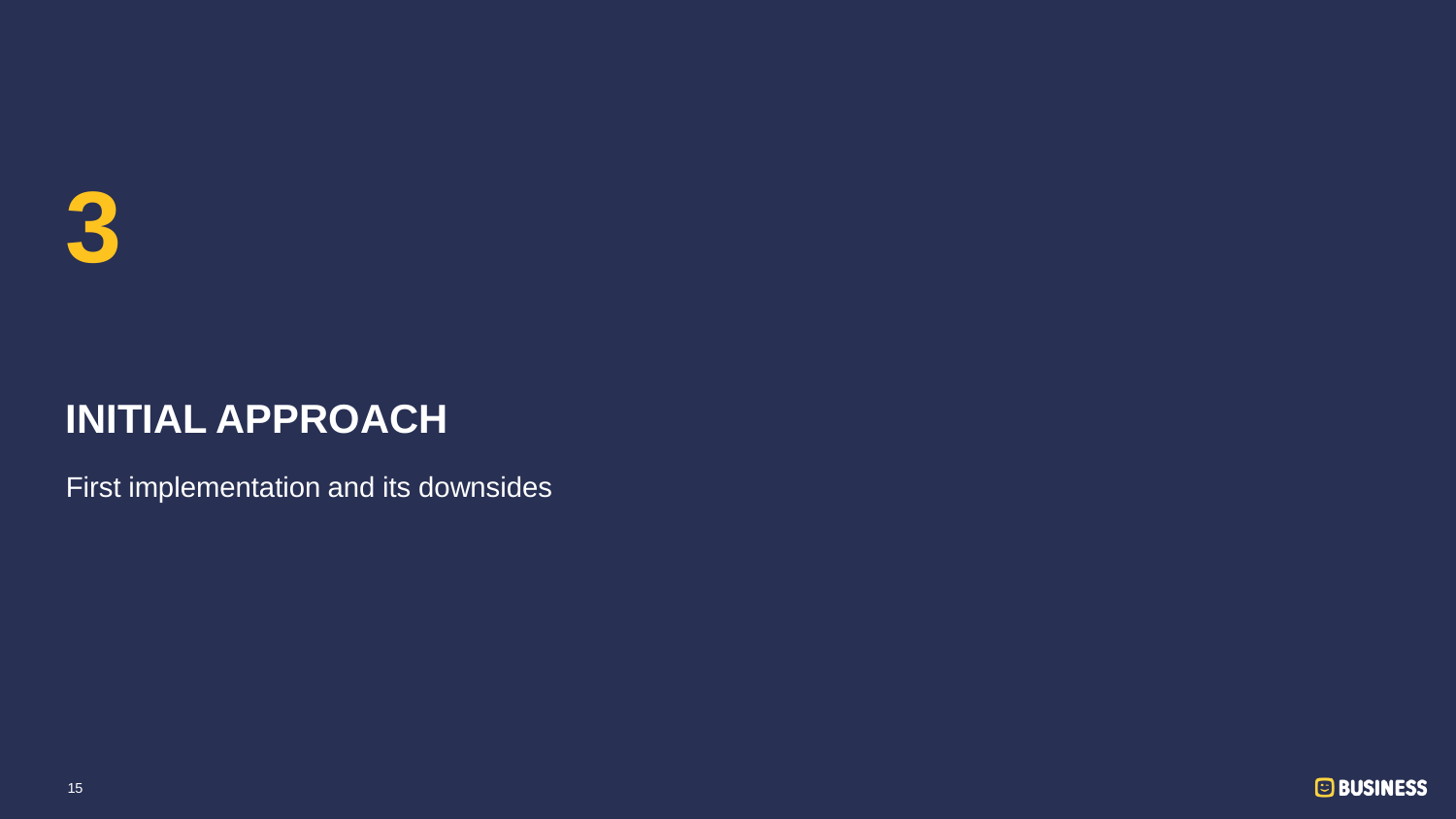# 3

## INITIAL APPROACH

First implementation and its downsides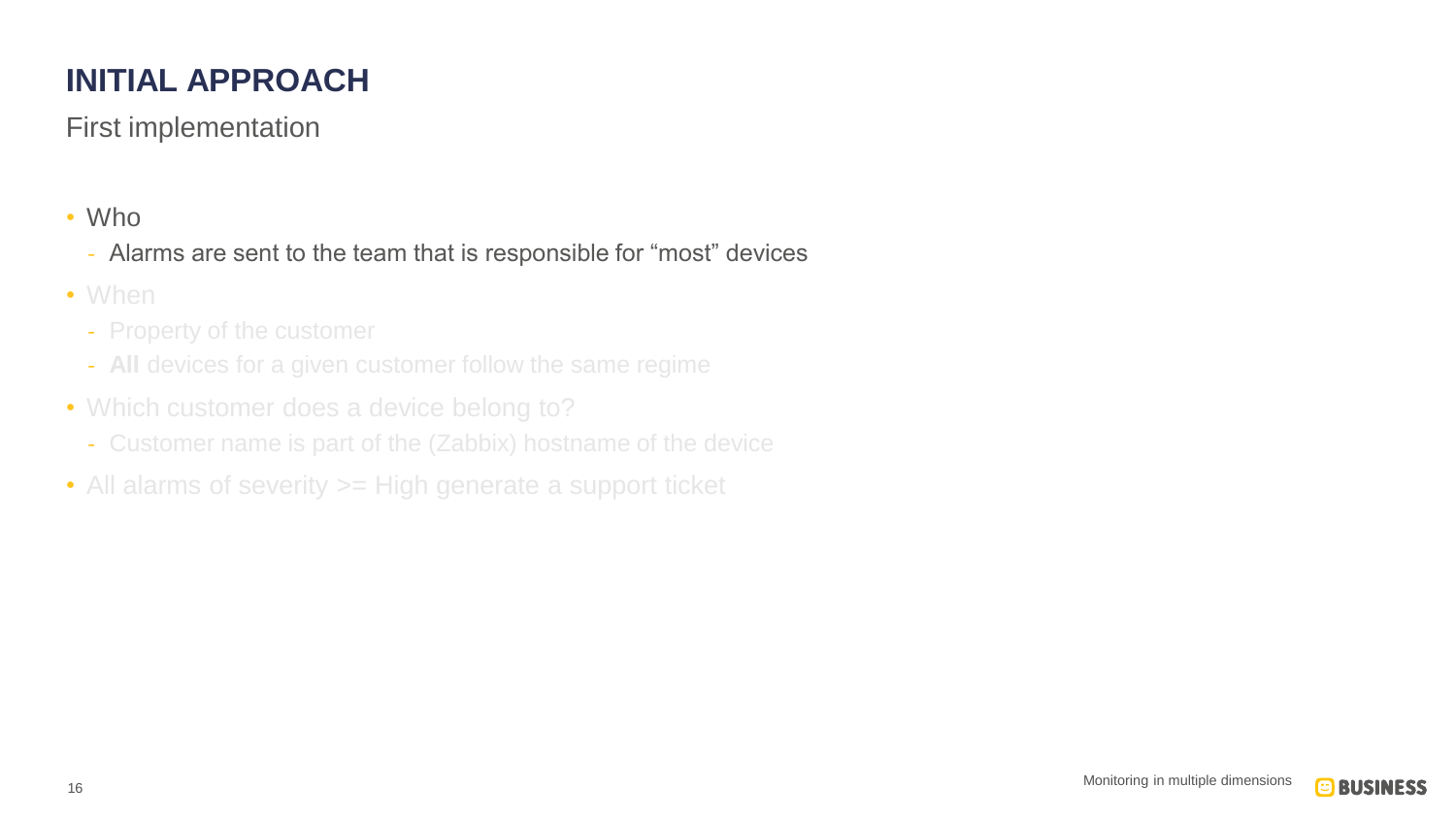# INITIAL APPROACH

First implementation

- Who
  - Alarms are sent to the team that is responsible for “most” devices
- When
  - Property of the customer
  - **All** devices for a given customer follow the same regime
- Which customer does a device belong to?
  - Customer name is part of the (Zabbix) hostname of the device
- All alarms of severity >= High generate a support ticket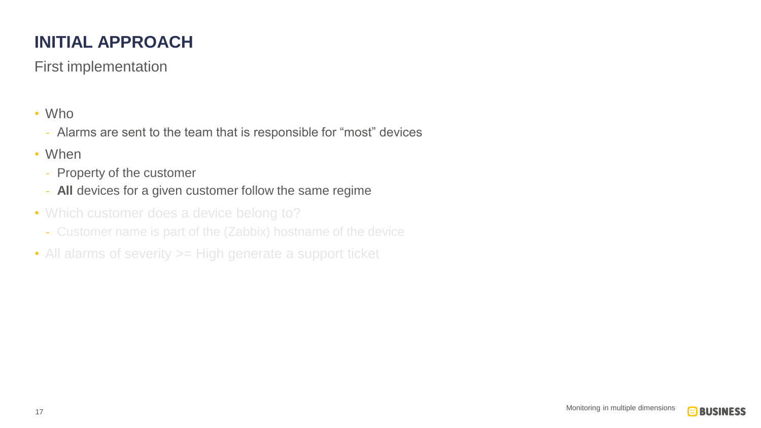# INITIAL APPROACH

## First implementation

- Who
  - Alarms are sent to the team that is responsible for “most” devices
- When
  - Property of the customer
  - **All** devices for a given customer follow the same regime
- Which customer does a device belong to?
  - Customer name is part of the (Zabbix) hostname of the device
- All alarms of severity >= High generate a support ticket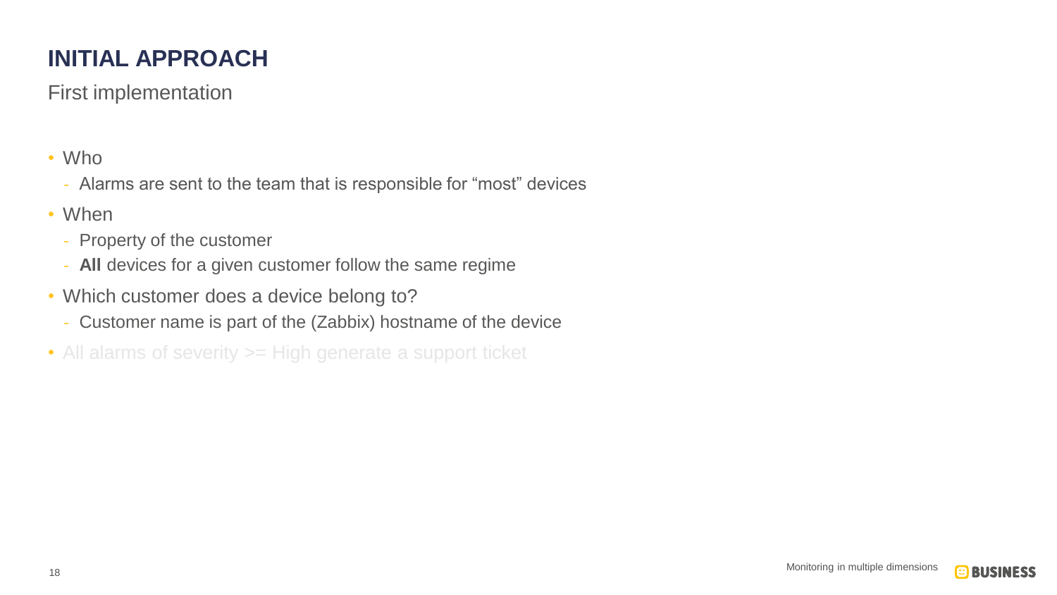# INITIAL APPROACH

First implementation

- Who
  - Alarms are sent to the team that is responsible for "most" devices
- When
  - Property of the customer
  - **All** devices for a given customer follow the same regime
- Which customer does a device belong to?
  - Customer name is part of the (Zabbix) hostname of the device
- All alarms of severity >= High generate a support ticket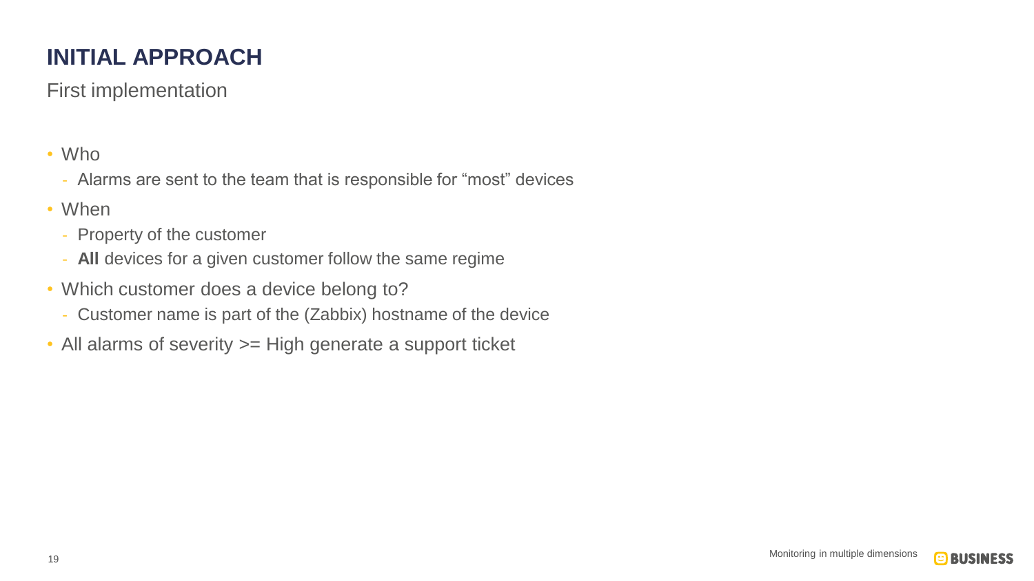# INITIAL APPROACH

First implementation

- Who
  - Alarms are sent to the team that is responsible for “most” devices
- When
  - Property of the customer
  - **All** devices for a given customer follow the same regime
- Which customer does a device belong to?
  - Customer name is part of the (Zabbix) hostname of the device
- All alarms of severity >= High generate a support ticket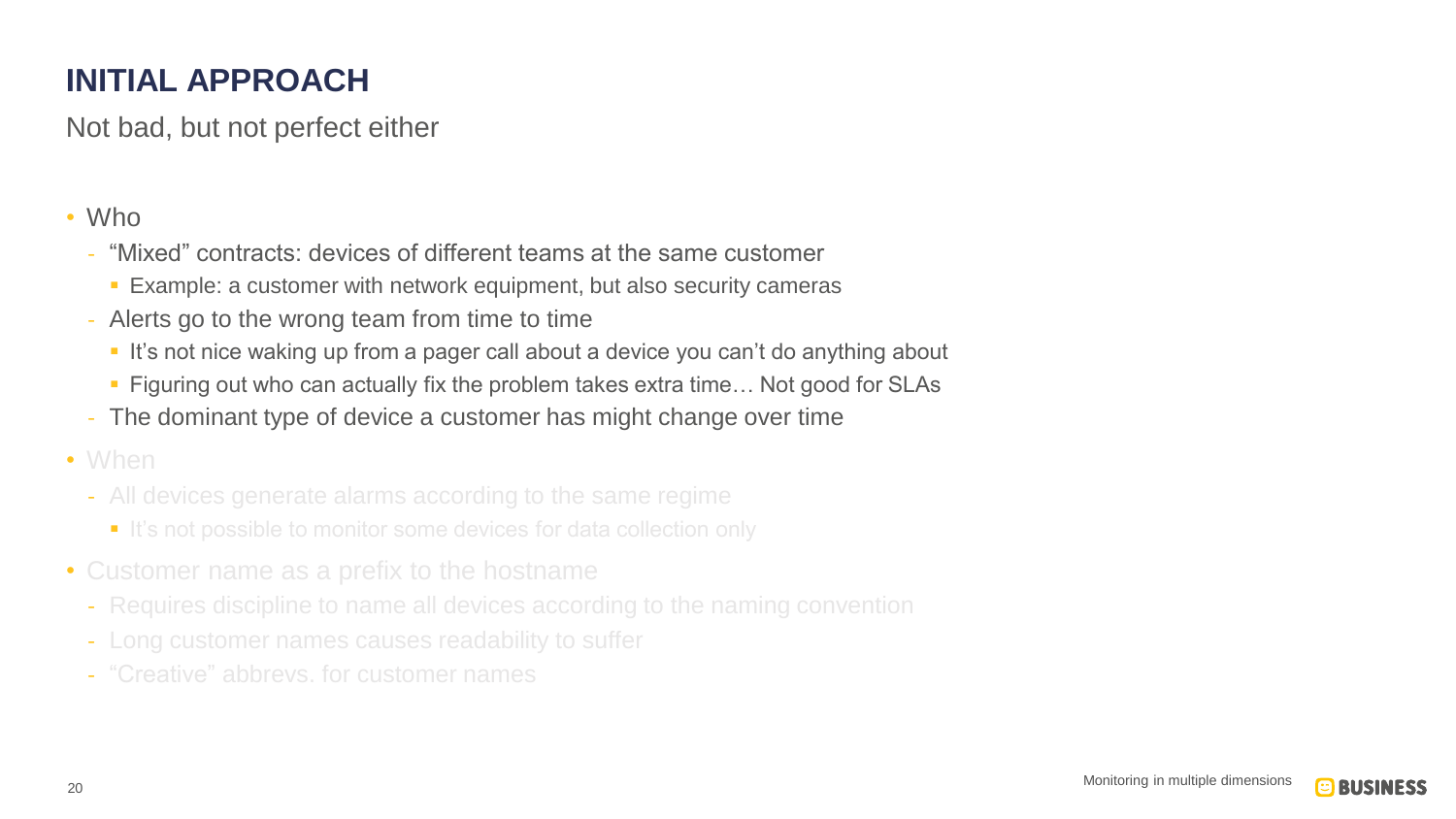# INITIAL APPROACH

Not bad, but not perfect either

- Who
  - "Mixed" contracts: devices of different teams at the same customer
    - Example: a customer with network equipment, but also security cameras
  - Alerts go to the wrong team from time to time
    - It's not nice waking up from a pager call about a device you can't do anything about
    - Figuring out who can actually fix the problem takes extra time… Not good for SLAs
  - The dominant type of device a customer has might change over time
- When
  - All devices generate alarms according to the same regime
    - It's not possible to monitor some devices for data collection only
- Customer name as a prefix to the hostname
  - Requires discipline to name all devices according to the naming convention
  - Long customer names causes readability to suffer
  - "Creative" abbrevs. for customer names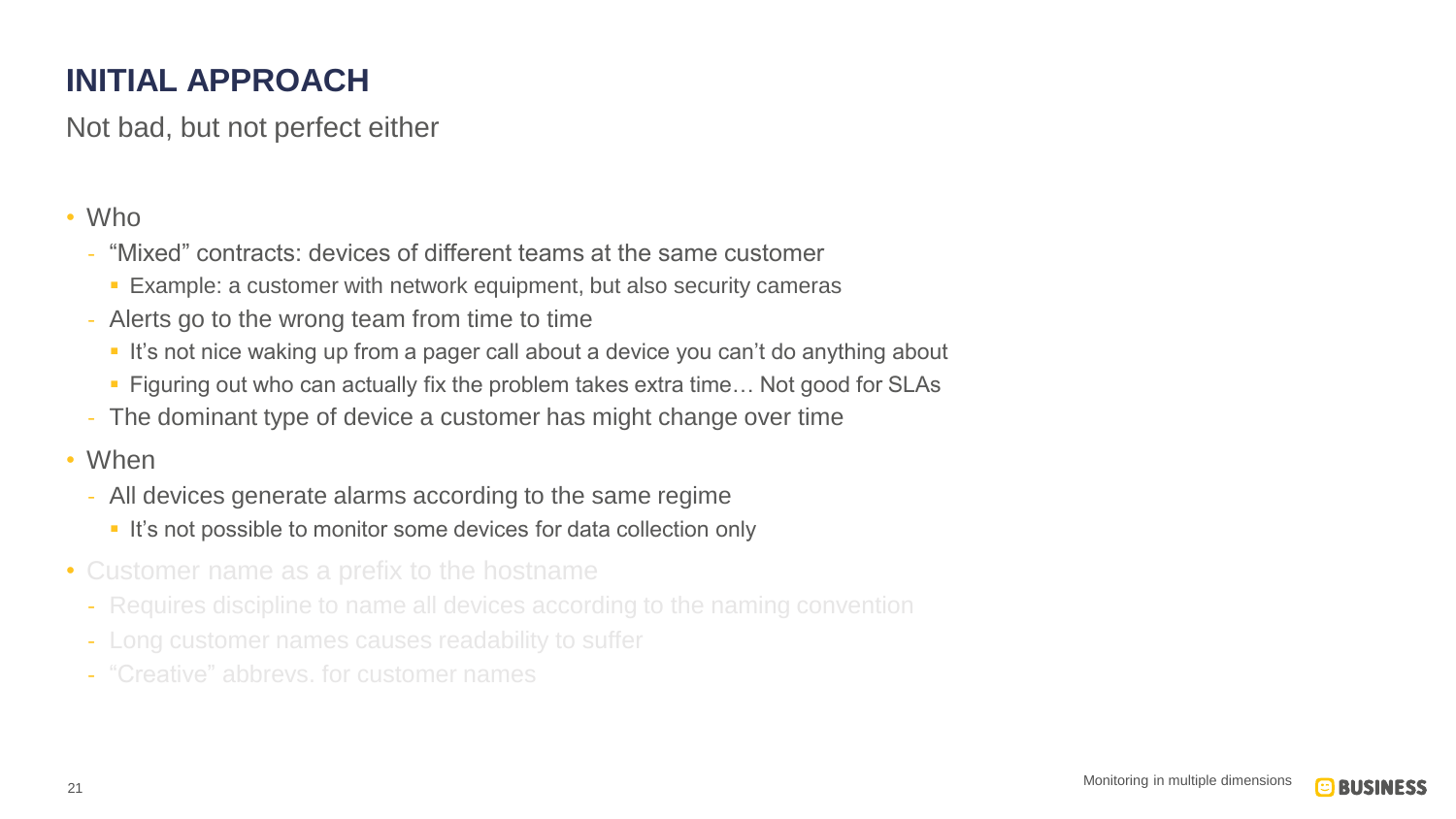# INITIAL APPROACH

Not bad, but not perfect either

- Who
  - "Mixed" contracts: devices of different teams at the same customer
    - Example: a customer with network equipment, but also security cameras
  - Alerts go to the wrong team from time to time
    - It's not nice waking up from a pager call about a device you can't do anything about
    - Figuring out who can actually fix the problem takes extra time… Not good for SLAs
  - The dominant type of device a customer has might change over time
- When
  - All devices generate alarms according to the same regime
    - It's not possible to monitor some devices for data collection only
- Customer name as a prefix to the hostname
  - Requires discipline to name all devices according to the naming convention
  - Long customer names causes readability to suffer
  - "Creative" abbrevs. for customer names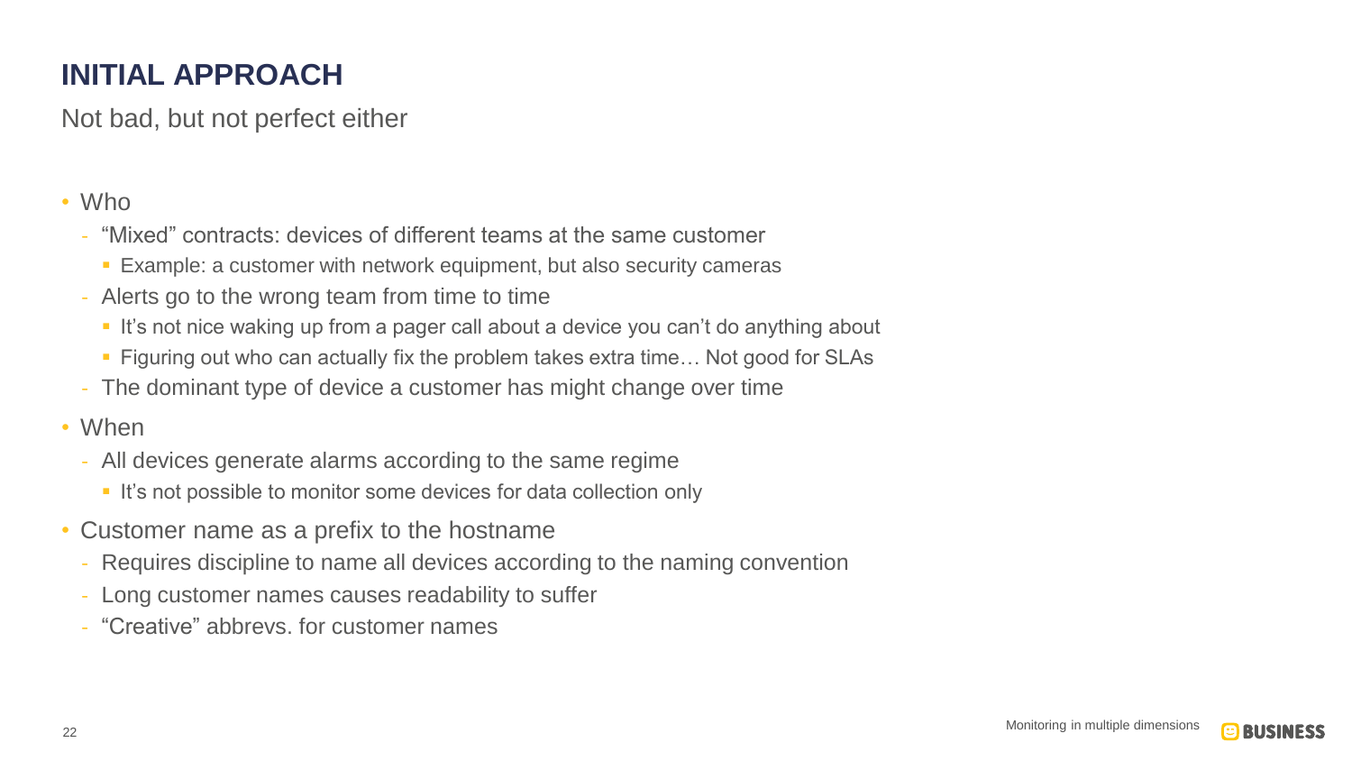## INITIAL APPROACH

Not bad, but not perfect either

- Who
  - “Mixed” contracts: devices of different teams at the same customer
    - Example: a customer with network equipment, but also security cameras
  - Alerts go to the wrong team from time to time
    - It’s not nice waking up from a pager call about a device you can’t do anything about
    - Figuring out who can actually fix the problem takes extra time… Not good for SLAs
  - The dominant type of device a customer has might change over time
- When
  - All devices generate alarms according to the same regime
    - It’s not possible to monitor some devices for data collection only
- Customer name as a prefix to the hostname
  - Requires discipline to name all devices according to the naming convention
  - Long customer names causes readability to suffer
  - “Creative” abbrevs. for customer names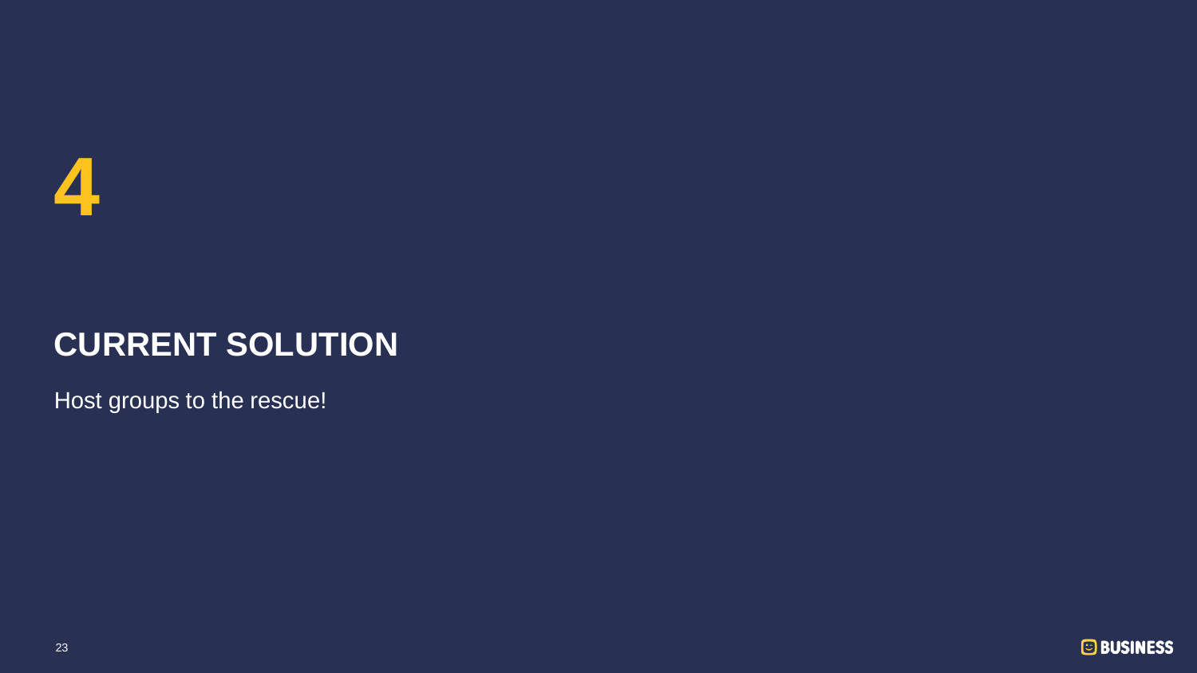# 4

## CURRENT SOLUTION

Host groups to the rescue!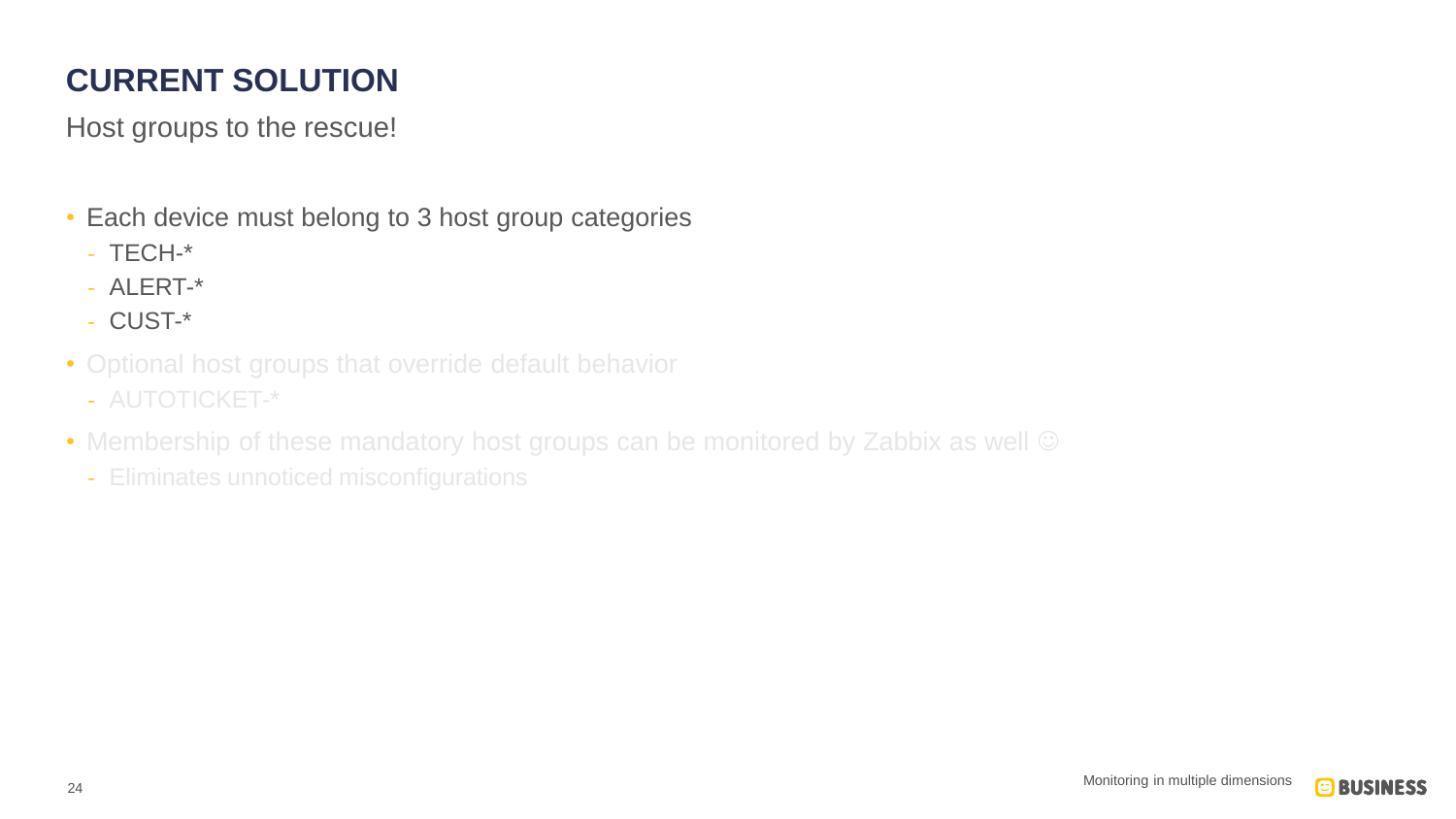# CURRENT SOLUTION

Host groups to the rescue!

- Each device must belong to 3 host group categories
  - TECH-*
  - ALERT-*
  - CUST-*
- Optional host groups that override default behavior
  - AUTOTICKET-*
- Membership of these mandatory host groups can be monitored by Zabbix as well ☺
  - Eliminates unnoticed misconfigurations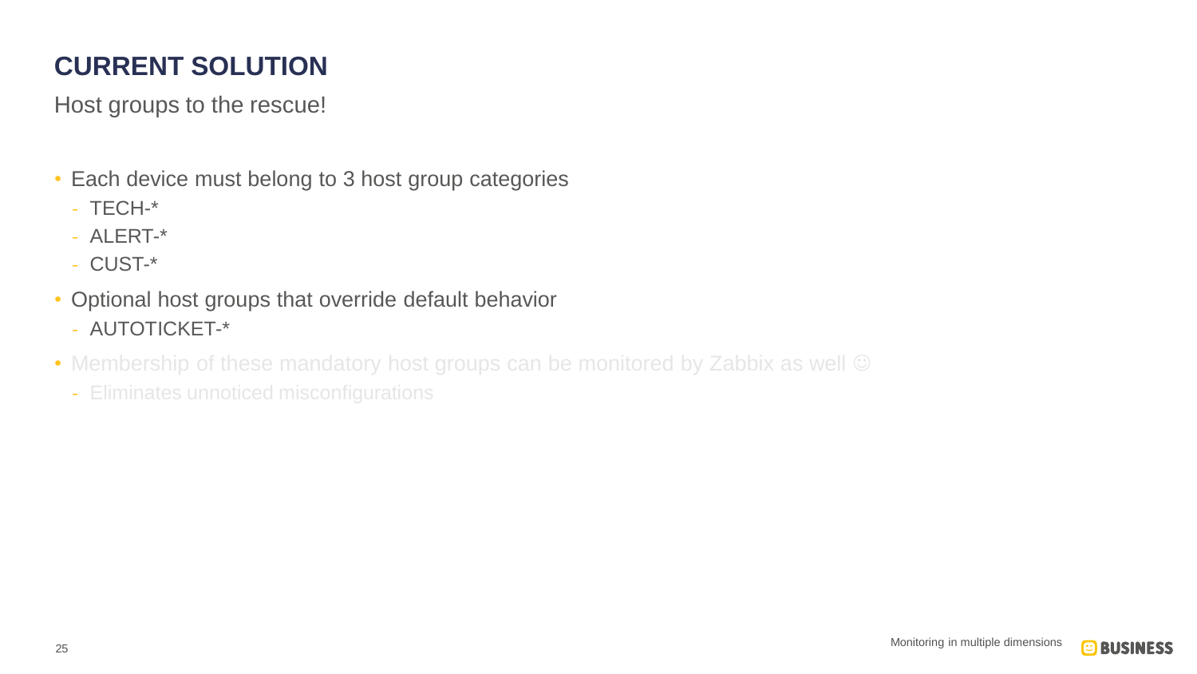# CURRENT SOLUTION

Host groups to the rescue!

- Each device must belong to 3 host group categories
  - TECH-*
  - ALERT-*
  - CUST-*
- Optional host groups that override default behavior
  - AUTOTICKET-*
- Membership of these mandatory host groups can be monitored by Zabbix as well ☺
  - Eliminates unnoticed misconfigurations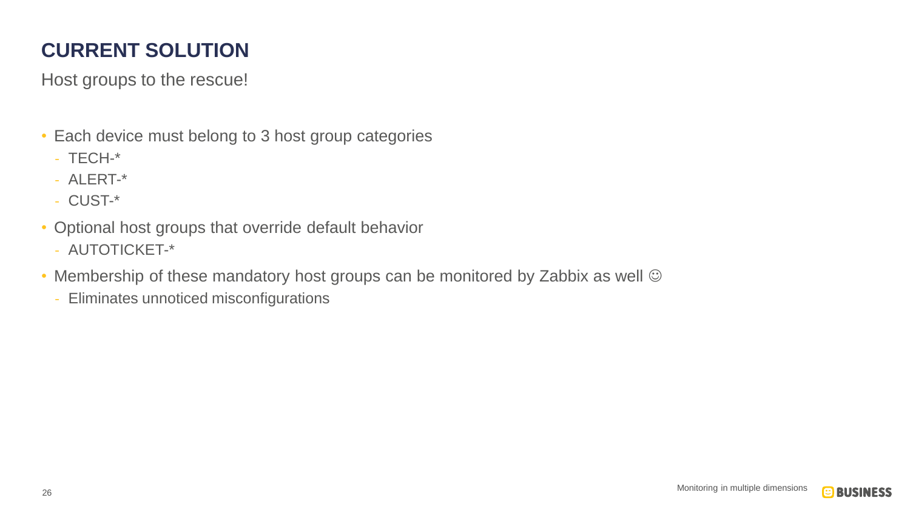# CURRENT SOLUTION

Host groups to the rescue!

- Each device must belong to 3 host group categories
  - TECH-*
  - ALERT-*
  - CUST-*
- Optional host groups that override default behavior
  - AUTOTICKET-*
- Membership of these mandatory host groups can be monitored by Zabbix as well ☺
  - Eliminates unnoticed misconfigurations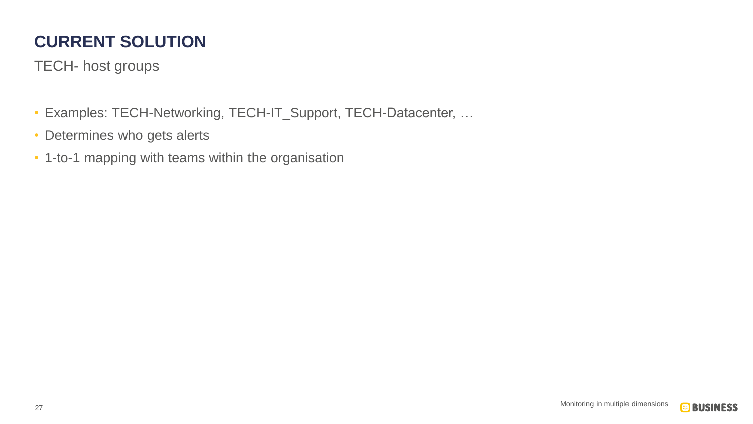# CURRENT SOLUTION

TECH- host groups

- Examples: TECH-Networking, TECH-IT_Support, TECH-Datacenter, …
- Determines who gets alerts
- 1-to-1 mapping with teams within the organisation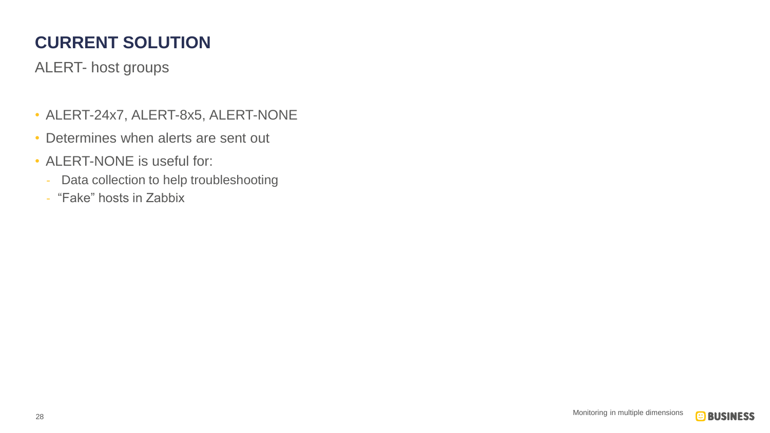# CURRENT SOLUTION

ALERT- host groups

- ALERT-24x7, ALERT-8x5, ALERT-NONE
- Determines when alerts are sent out
- ALERT-NONE is useful for:
  - Data collection to help troubleshooting
  - “Fake” hosts in Zabbix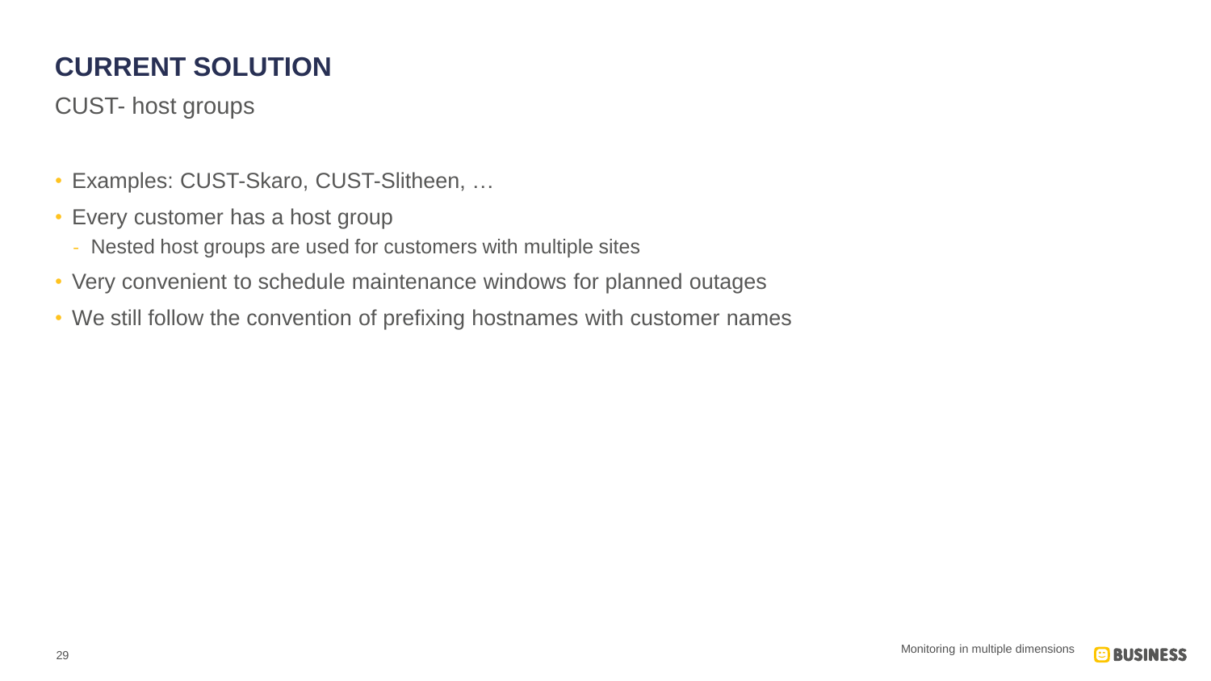# CURRENT SOLUTION

## CUST- host groups

- Examples: CUST-Skaro, CUST-Slitheen, …
- Every customer has a host group
  - Nested host groups are used for customers with multiple sites
- Very convenient to schedule maintenance windows for planned outages
- We still follow the convention of prefixing hostnames with customer names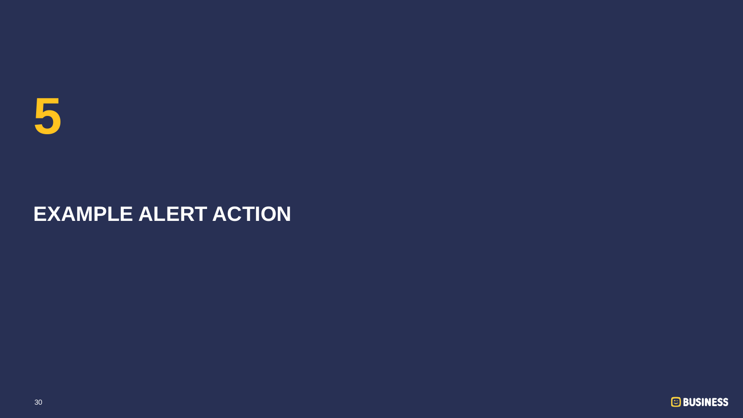# 5

## EXAMPLE ALERT ACTION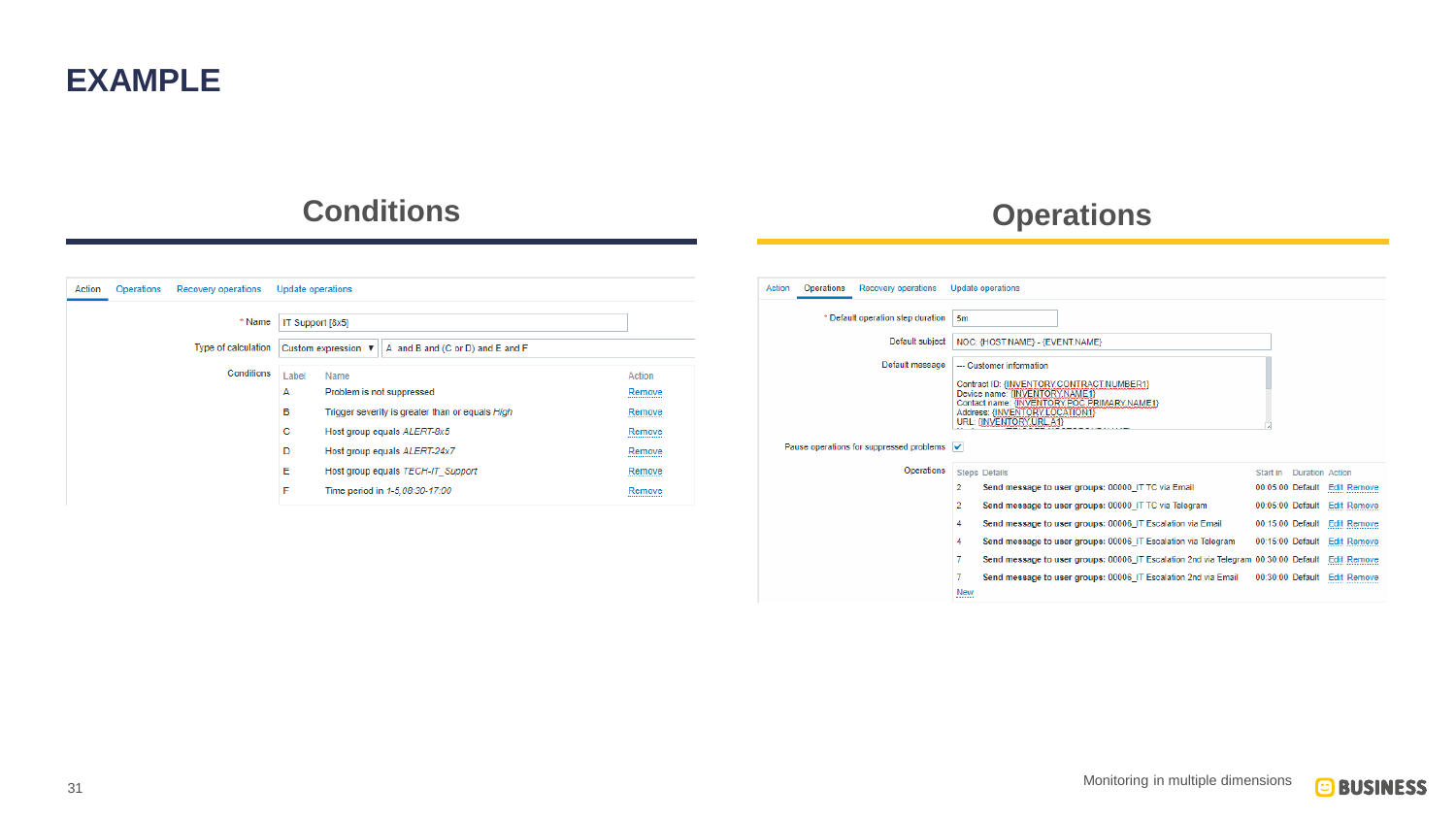# EXAMPLE

## Conditions

Action | Operations | Recovery operations | Update operations

\* Name: IT Support [8x5]

Type of calculation: Custom expression ▼ | A and B and (C or D) and E and F

Conditions:

| Label | Name | Action |
|---|---|---|
| A | Problem is not suppressed | Remove |
| B | Trigger severity is greater than or equals *High* | Remove |
| C | Host group equals *ALERT-8x5* | Remove |
| D | Host group equals *ALERT-24x7* | Remove |
| E | Host group equals *TECH-IT_Support* | Remove |
| F | Time period in *1-5,08:30-17:00* | Remove |

## Operations

Action | Operations | Recovery operations | Update operations

\* Default operation step duration: 5m

Default subject: NOC: {HOST.NAME} - {EVENT.NAME}

Default message:

```
--- Customer information

Contract ID: {INVENTORY.CONTRACT.NUMBER1}
Device name: {INVENTORY.NAME1}
Contact name: {INVENTORY.POC.PRIMARY.NAME1}
Address: {INVENTORY.LOCATION1}
URL: {INVENTORY.URL.A1}
```

Pause operations for suppressed problems: ✓

Operations:

| Steps | Details | Start in | Duration | Action |
|---|---|---|---|---|
| 2 | Send message to user groups: 00000_IT TC via Email | 00:05:00 | Default | Edit Remove |
| 2 | Send message to user groups: 00000_IT TC via Telegram | 00:05:00 | Default | Edit Remove |
| 4 | Send message to user groups: 00006_IT Escalation via Email | 00:15:00 | Default | Edit Remove |
| 4 | Send message to user groups: 00006_IT Escalation via Telegram | 00:15:00 | Default | Edit Remove |
| 7 | Send message to user groups: 00006_IT Escalation 2nd via Telegram | 00:30:00 | Default | Edit Remove |
| 7 | Send message to user groups: 00006_IT Escalation 2nd via Email | 00:30:00 | Default | Edit Remove |

New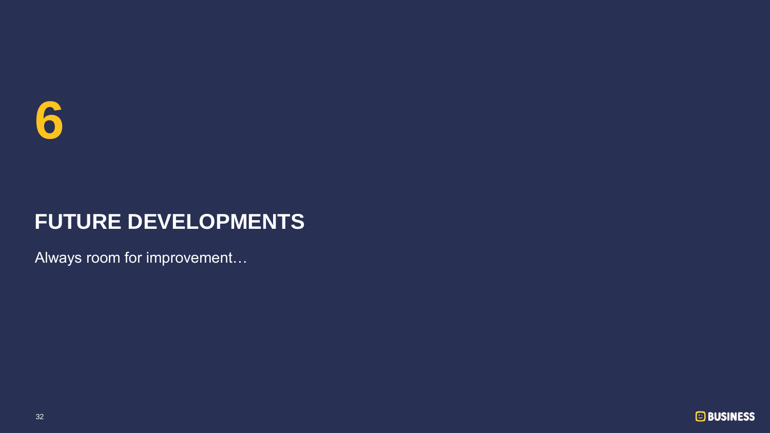# 6

## FUTURE DEVELOPMENTS

Always room for improvement…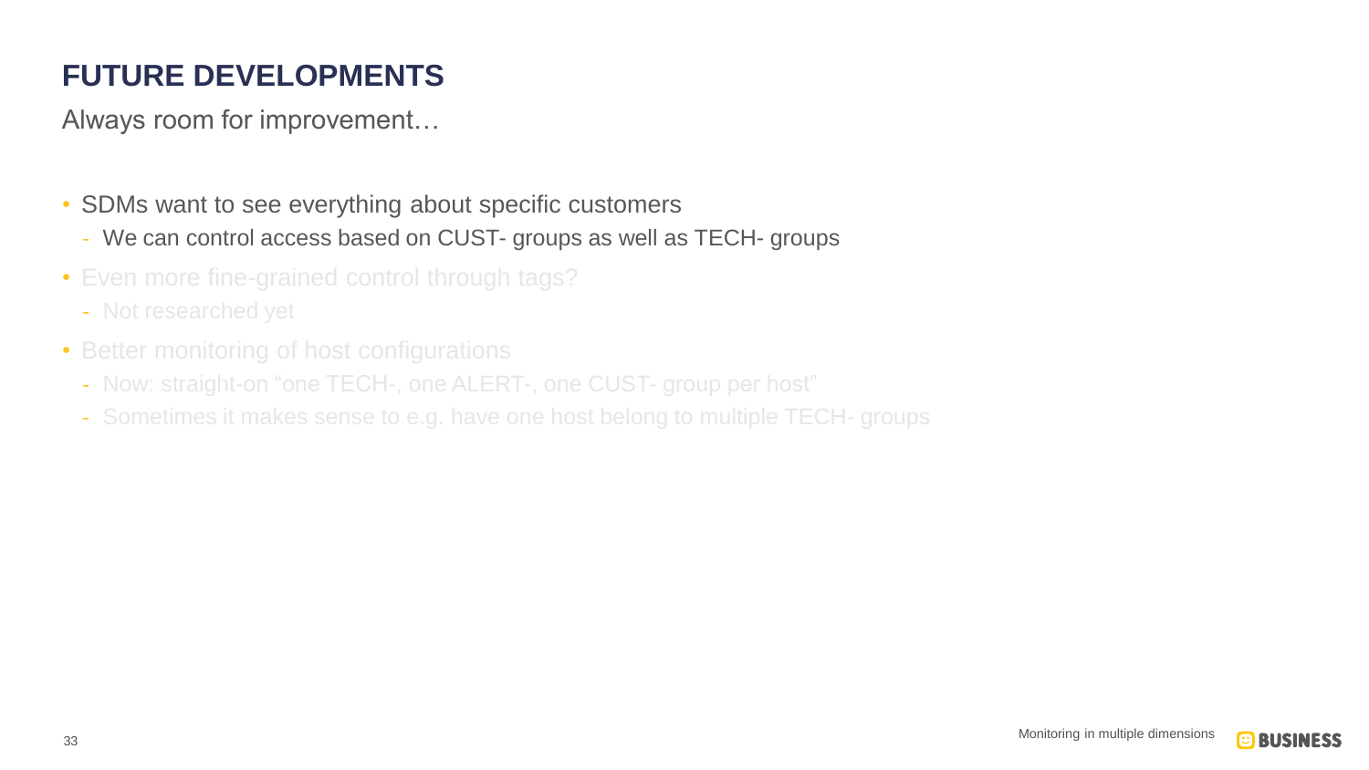# FUTURE DEVELOPMENTS

Always room for improvement…

- SDMs want to see everything about specific customers
  - We can control access based on CUST- groups as well as TECH- groups
- Even more fine-grained control through tags?
  - Not researched yet
- Better monitoring of host configurations
  - Now: straight-on “one TECH-, one ALERT-, one CUST- group per host”
  - Sometimes it makes sense to e.g. have one host belong to multiple TECH- groups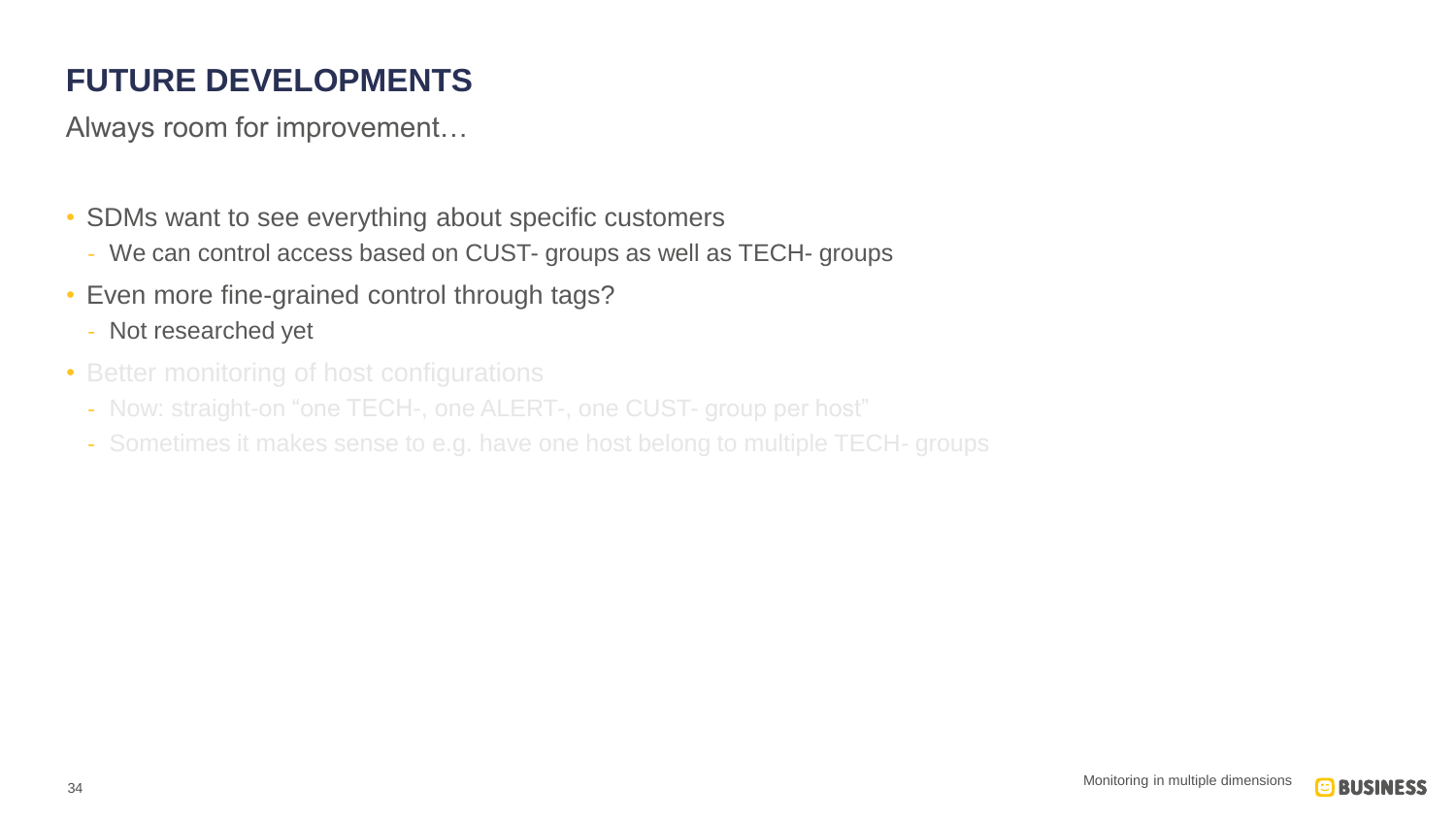# FUTURE DEVELOPMENTS

Always room for improvement…

- SDMs want to see everything about specific customers
  - We can control access based on CUST- groups as well as TECH- groups
- Even more fine-grained control through tags?
  - Not researched yet
- Better monitoring of host configurations
  - Now: straight-on "one TECH-, one ALERT-, one CUST- group per host"
  - Sometimes it makes sense to e.g. have one host belong to multiple TECH- groups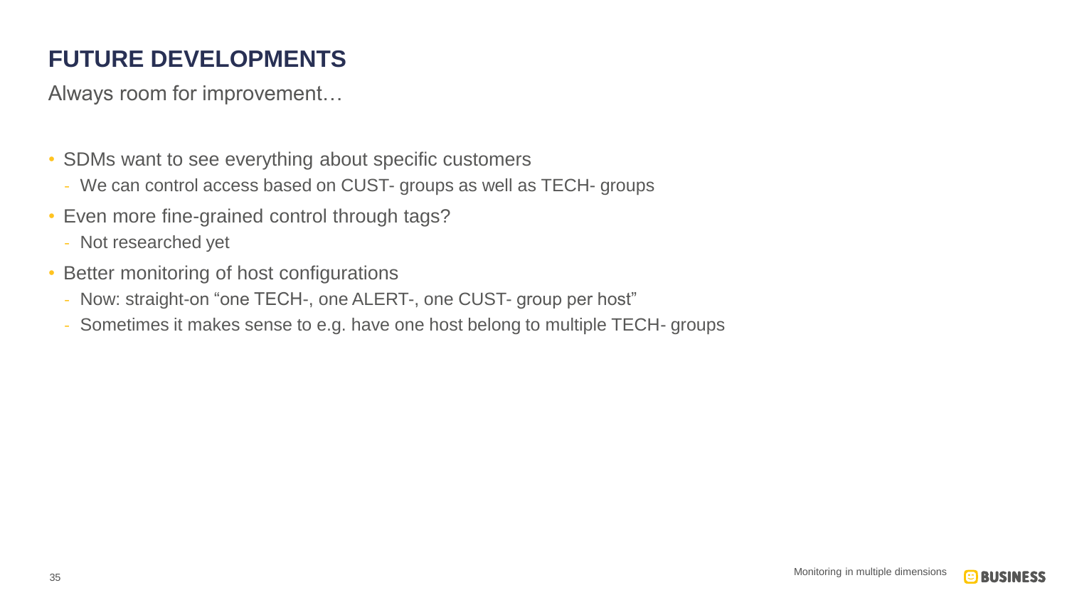# FUTURE DEVELOPMENTS

Always room for improvement…

- SDMs want to see everything about specific customers
  - We can control access based on CUST- groups as well as TECH- groups
- Even more fine-grained control through tags?
  - Not researched yet
- Better monitoring of host configurations
  - Now: straight-on "one TECH-, one ALERT-, one CUST- group per host"
  - Sometimes it makes sense to e.g. have one host belong to multiple TECH- groups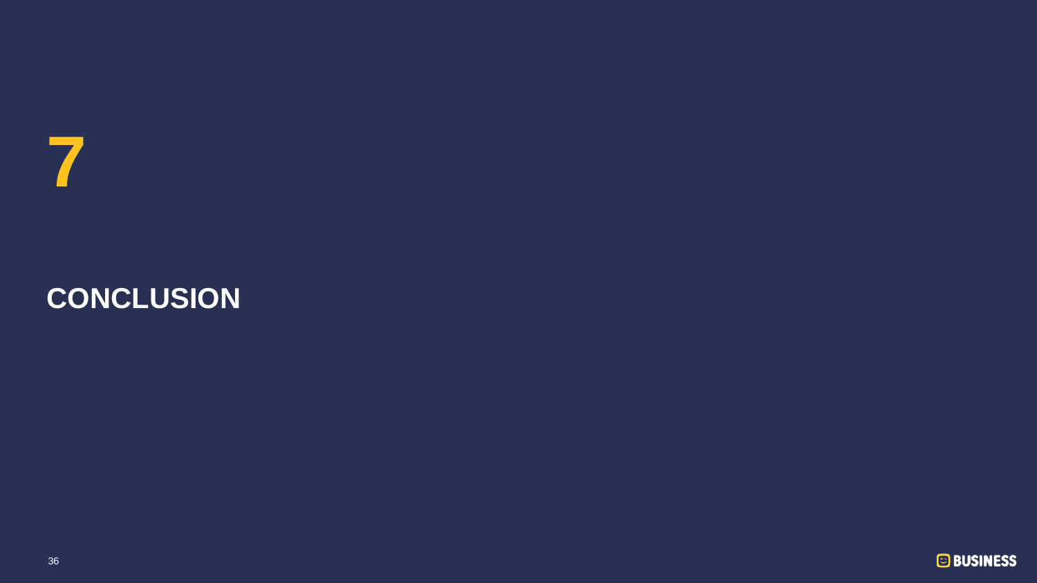# 7

# CONCLUSION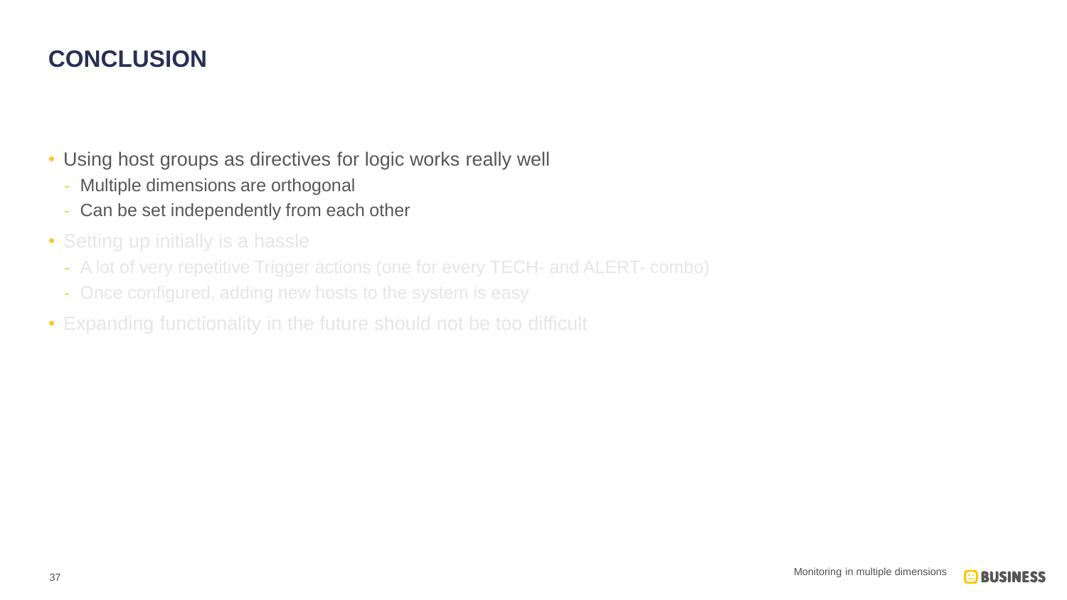# CONCLUSION

- Using host groups as directives for logic works really well
  - Multiple dimensions are orthogonal
  - Can be set independently from each other
- Setting up initially is a hassle
  - A lot of very repetitive Trigger actions (one for every TECH- and ALERT- combo)
  - Once configured, adding new hosts to the system is easy
- Expanding functionality in the future should not be too difficult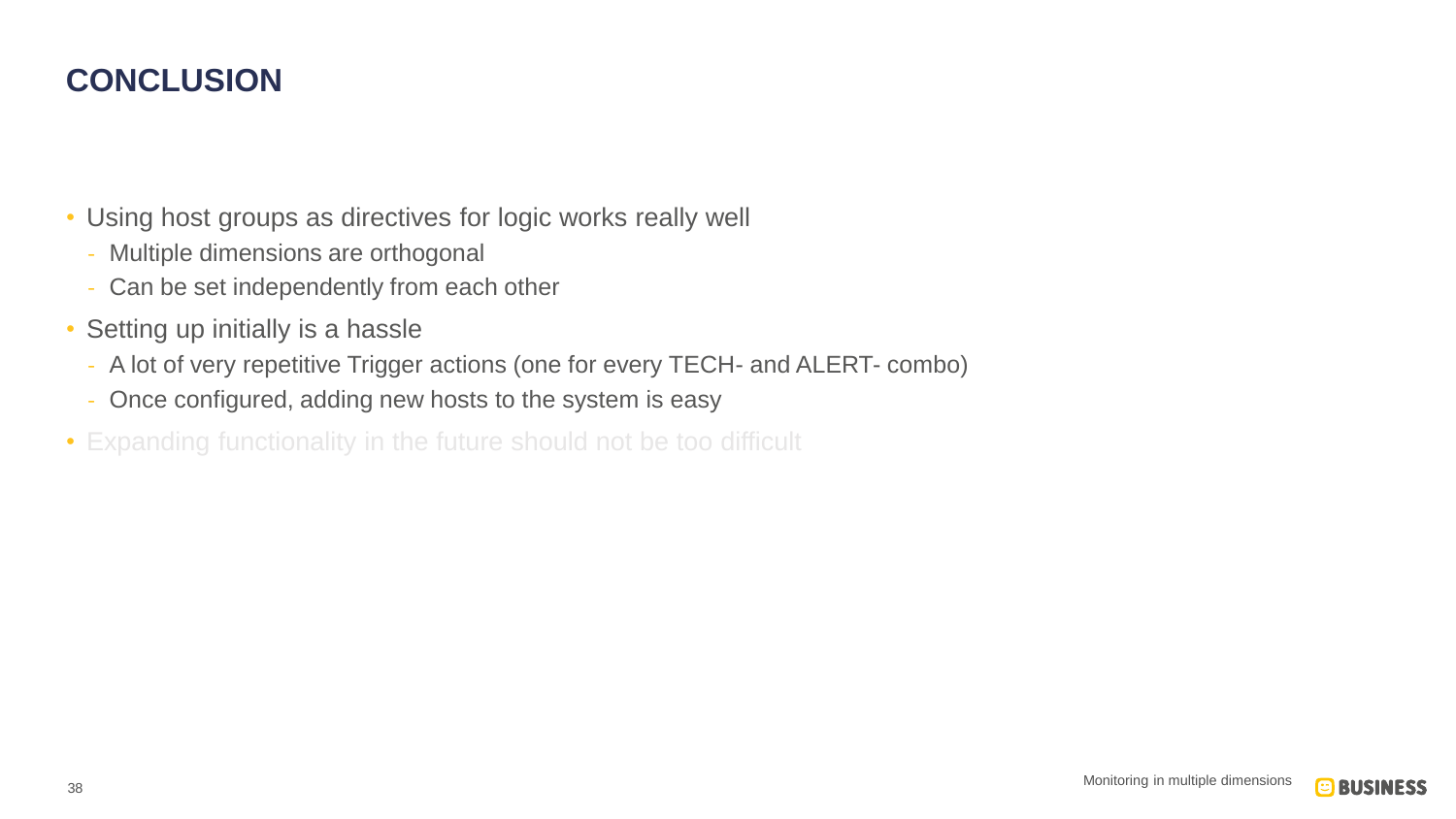# CONCLUSION

- Using host groups as directives for logic works really well
  - Multiple dimensions are orthogonal
  - Can be set independently from each other
- Setting up initially is a hassle
  - A lot of very repetitive Trigger actions (one for every TECH- and ALERT- combo)
  - Once configured, adding new hosts to the system is easy
- Expanding functionality in the future should not be too difficult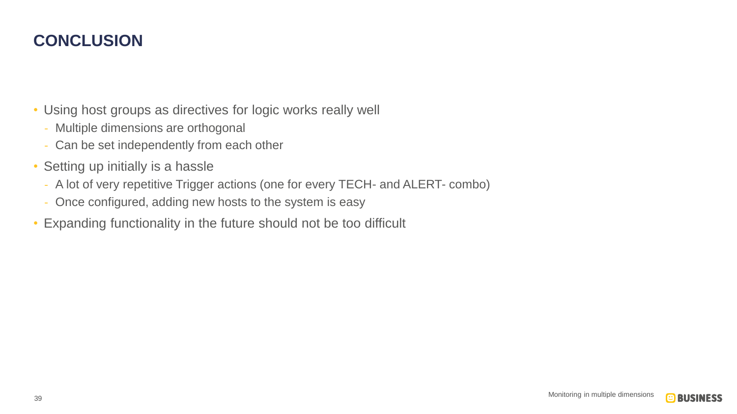# CONCLUSION

- Using host groups as directives for logic works really well
  - Multiple dimensions are orthogonal
  - Can be set independently from each other
- Setting up initially is a hassle
  - A lot of very repetitive Trigger actions (one for every TECH- and ALERT- combo)
  - Once configured, adding new hosts to the system is easy
- Expanding functionality in the future should not be too difficult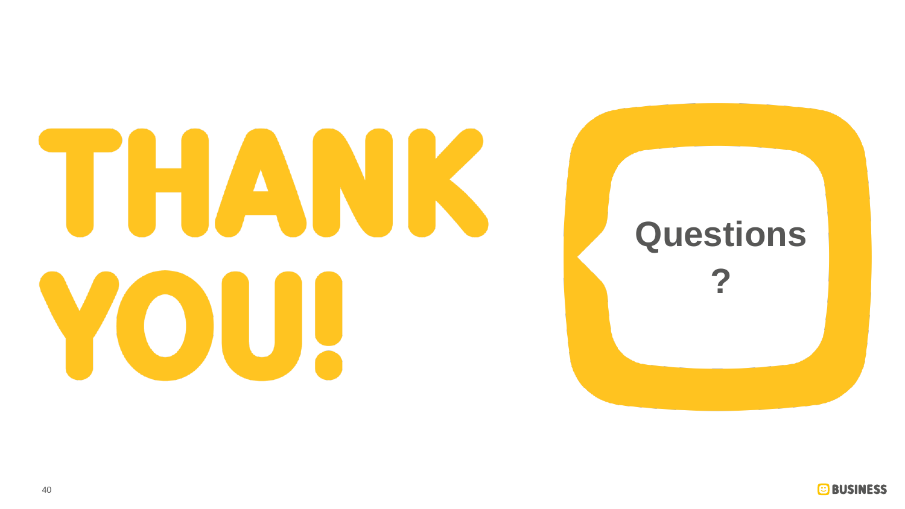# THANK YOU!

Questions
?